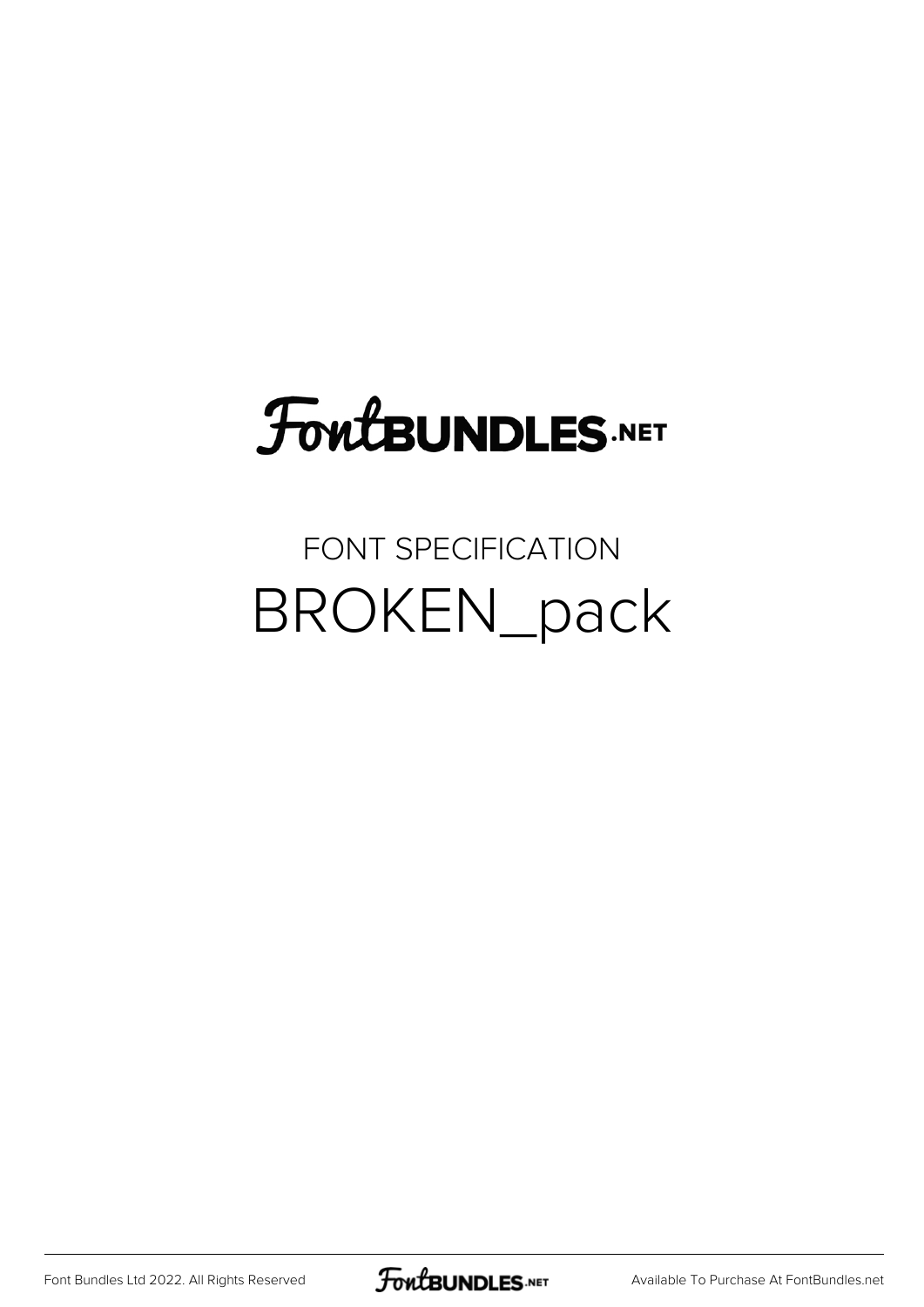# FontBUNDLES.NET

FONT SPECIFICATION

## BROKEN_pack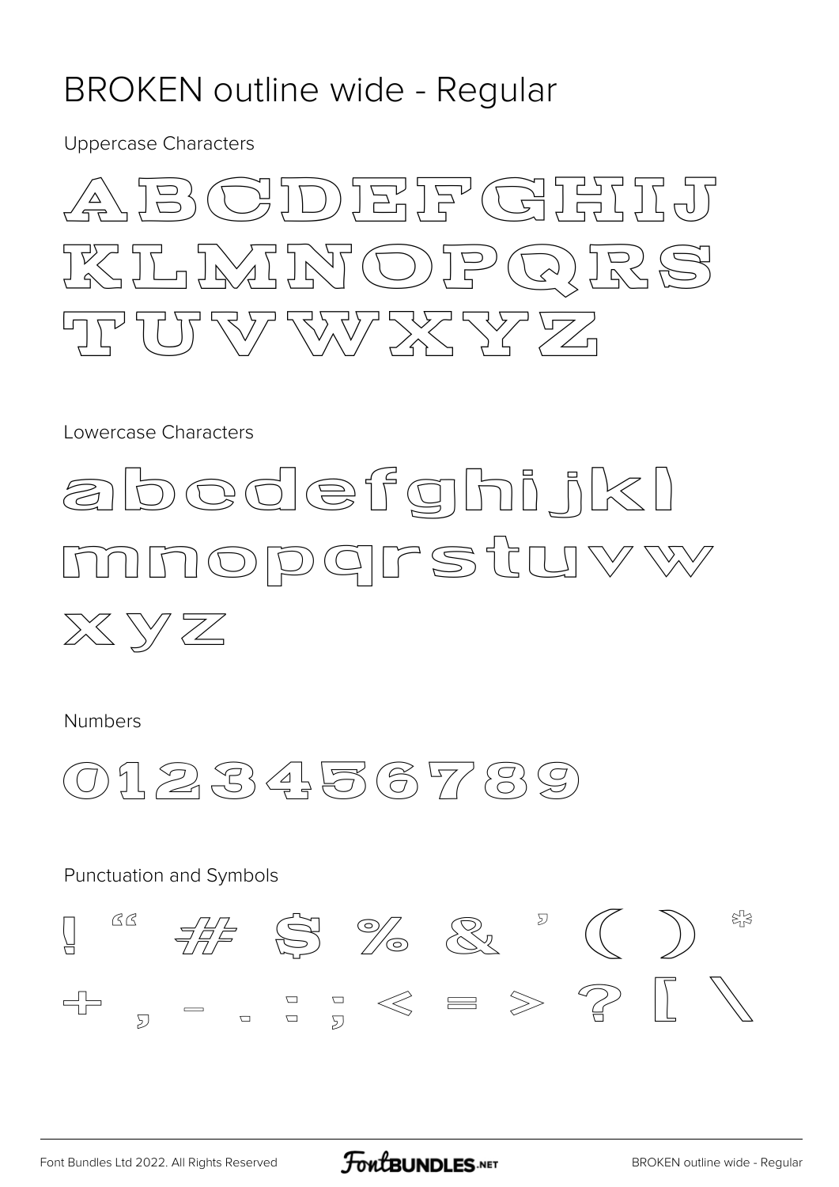# BROKEN outline wide - Regular

Uppercase Characters

A B C D E F G H I J
K L M N O P Q R S
T U V W X Y Z

Lowercase Characters

a b c d e f g h i j k l
m n o p q r s t u v w
x y z

Numbers

0 1 2 3 4 5 6 7 8 9

Punctuation and Symbols

! " # $ % & ' ( ) *
+ , - . : ; < = > ? [ \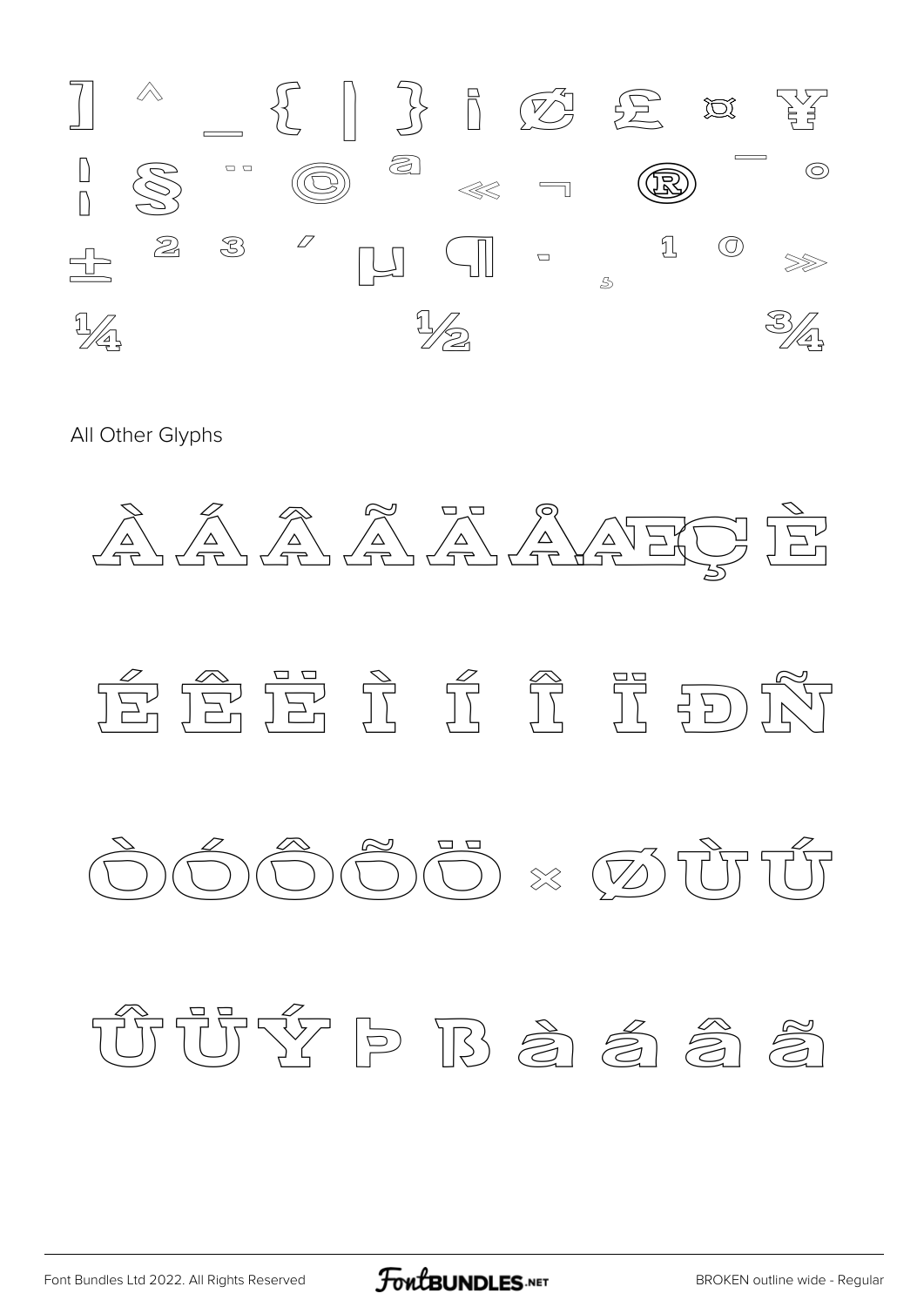] ^ _ { | } ¡ ¢ £ ¤ ¥

¦ § ¨ © ª « ¬ ® ¯ °

± ² ³ ´ µ ¶ · ¸ ¹ º »

¼ ½ ¾

All Other Glyphs

À Á Â Ã Ä Å Æ Ç È

É Ê Ë Ì Í Î Ï Ð Ñ

Ò Ó Ô Õ Ö × Ø Ù Ú

Û Ü Ý Þ ß à á â ã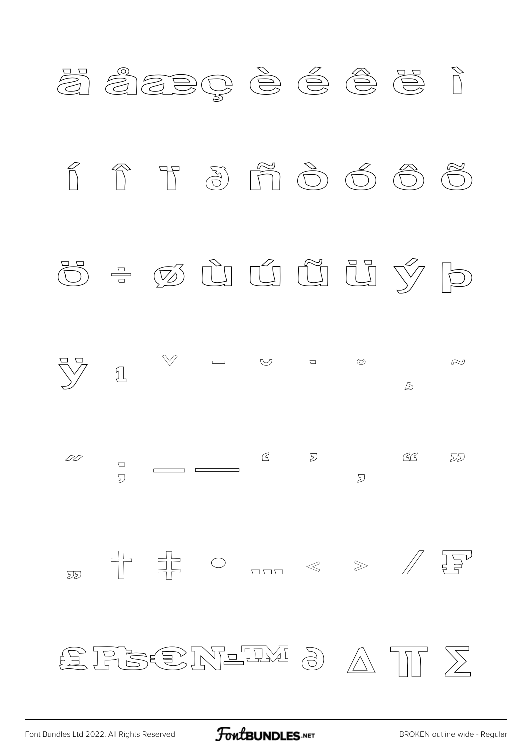ä å æ ç è é ê ë ì

í î ï ð ñ ò ó ô õ

ö ÷ ø ù ú û ü ý þ

ÿ ı ˇ ¯ ˘ ˙ ˚ ¸ ˜

˝ ; – — ‘ ’ ‚ “ ”

„ † ‡ • … ‹ › ⁄ ₣

₤ ₧ ₨ € № ‑ ™ ∂ ∆ ∏ ∑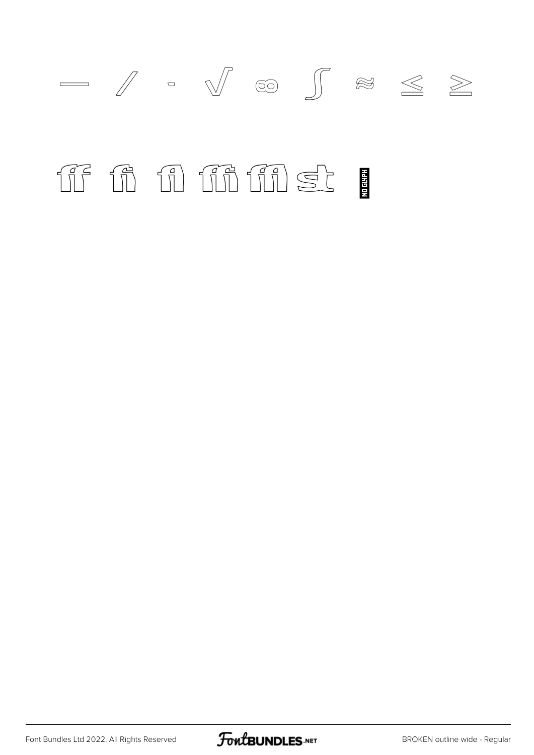— ⁄ · √ ∞ ∫ ≈ ≤ ≥

ﬀ ﬁ ﬂ ﬃ ﬄ ﬆ NO GLYPH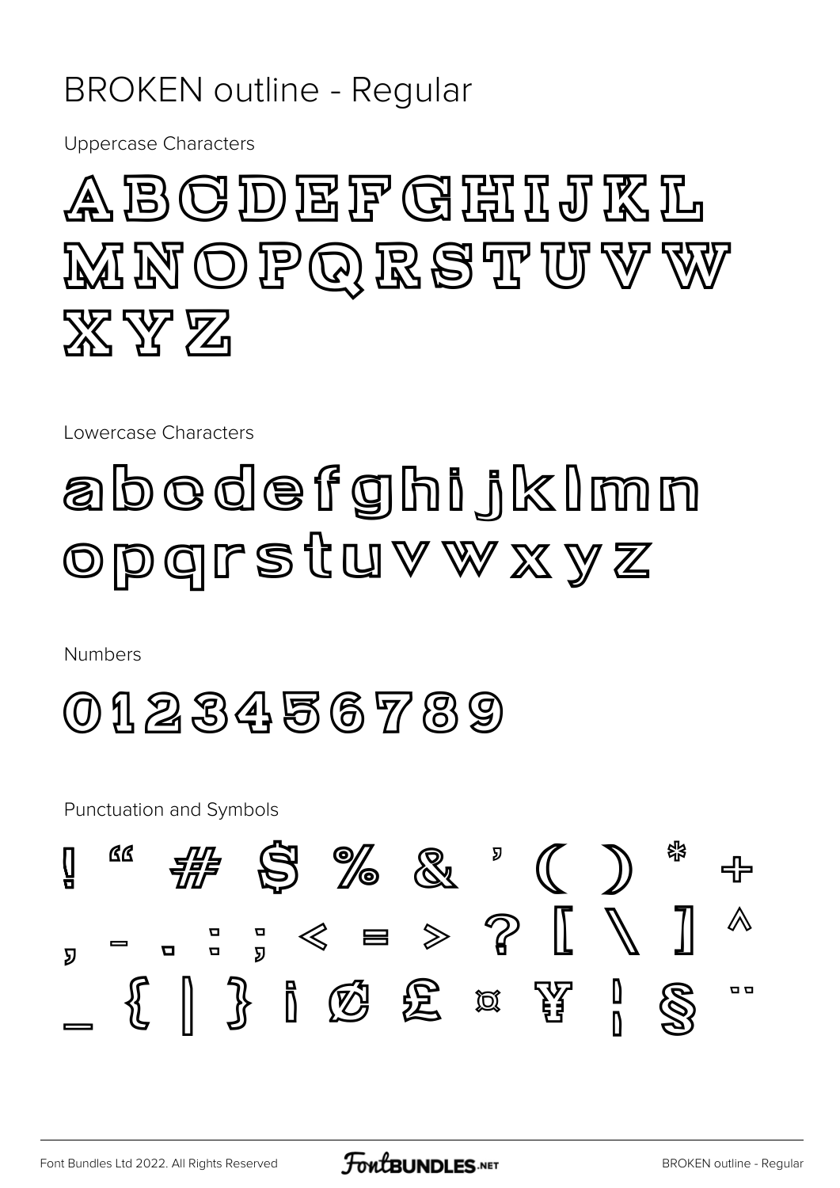# BROKEN outline - Regular

Uppercase Characters

ABCDEFGHIJKL
MNOPQRSTUVW
XYZ

Lowercase Characters

abcdefghijklmn
opqrstuvwxyz

Numbers

0123456789

Punctuation and Symbols

! " # $ % & ' ( ) * +
, - . : ; < = > ? [ \ ] ^
_ { | } ¡ ¢ £ ¤ ¥ ¦ § ¨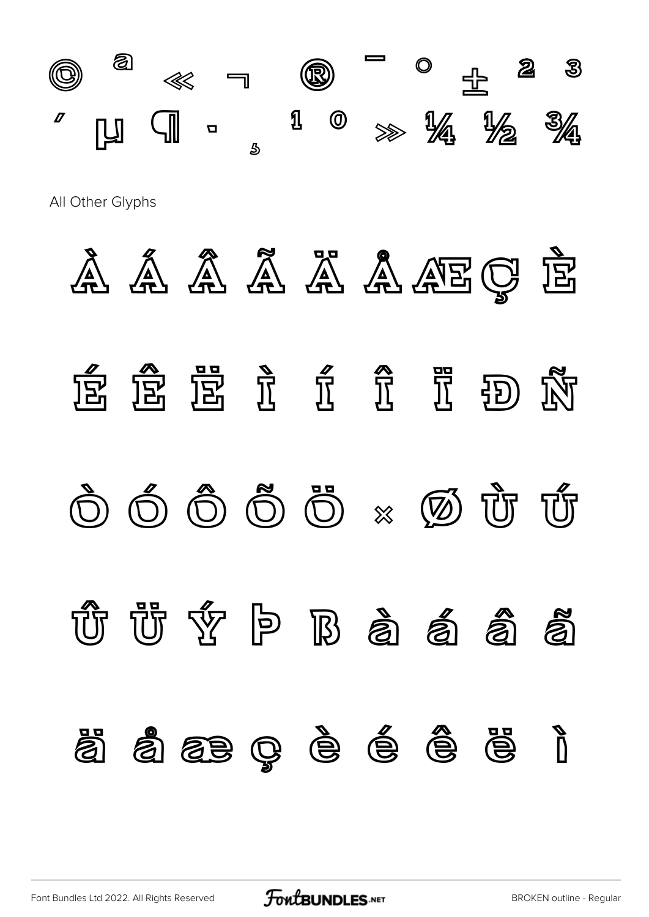© ª « ¬ ® ¯ ° ± ² ³

´ µ ¶ · ¸ ¹ º » ¼ ½ ¾

All Other Glyphs

À Á Â Ã Ä Å Æ Ç È

É Ê Ë Ì Í Î Ï Ð Ñ

Ò Ó Ô Õ Ö × Ø Ù Ú

Û Ü Ý Þ ß à á â ã

ä å æ ç è é ê ë ì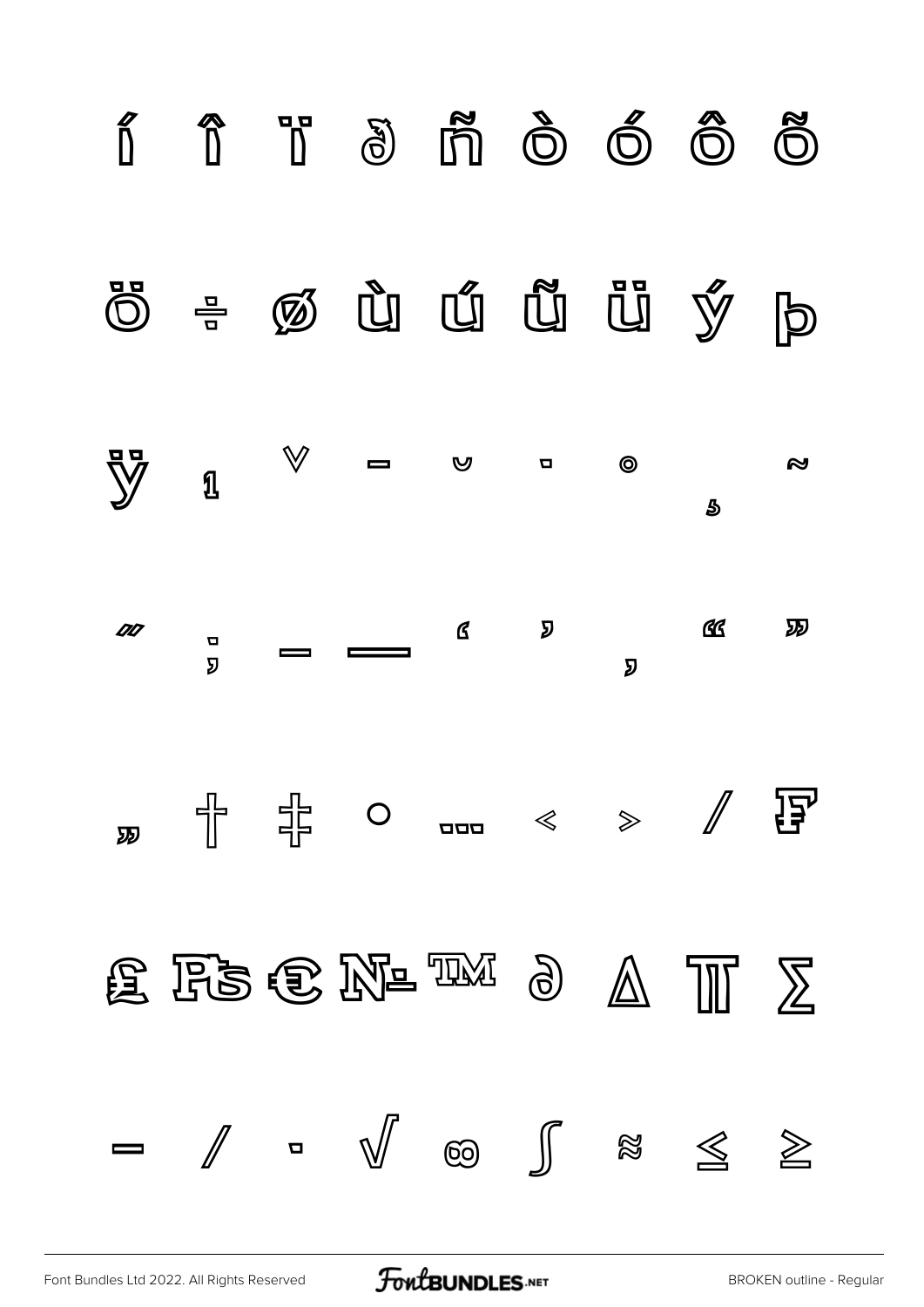í î ï ð ñ ò ó ô õ

ö ÷ ø ù ú û ü ý þ

ÿ ı ˇ ˉ ˘ ˙ ˚ ˛ ˜

˝ ; – — ‘ ’ ‚ “ ”

„ † ‡ • … ‹ › ⁄ ₣

₤ ₧ € № ™ ∂ ∆ ∏ ∑

− ∕ ∙ √ ∞ ∫ ≈ ≤ ≥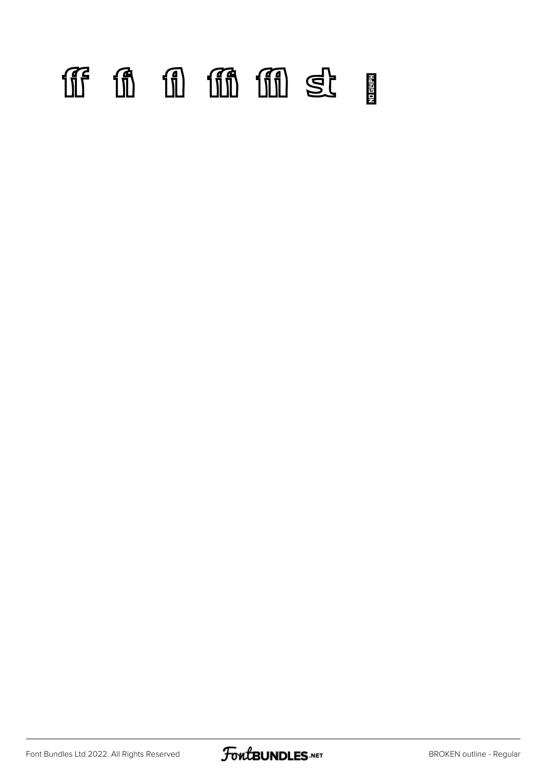ﬀ ﬁ ﬂ ﬃ ﬄ ﬆ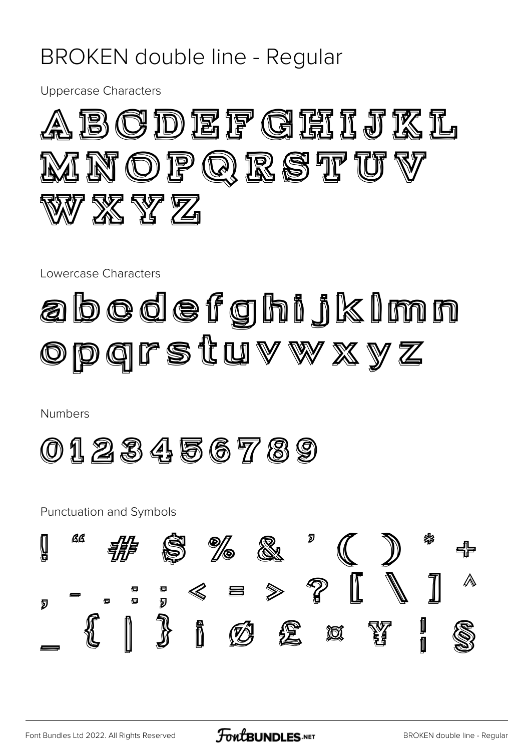# BROKEN double line - Regular

Uppercase Characters

A B C D E F G H I J K L
M N O P Q R S T U V
W X Y Z

Lowercase Characters

a b c d e f g h i j k l m n
o p q r s t u v w x y z

Numbers

0 1 2 3 4 5 6 7 8 9

Punctuation and Symbols

! " # $ % & ' ( ) * +
, - . : ; < = > ? [ \ ] ^
_ { | } ¡ ¢ £ ¤ ¥ ¦ §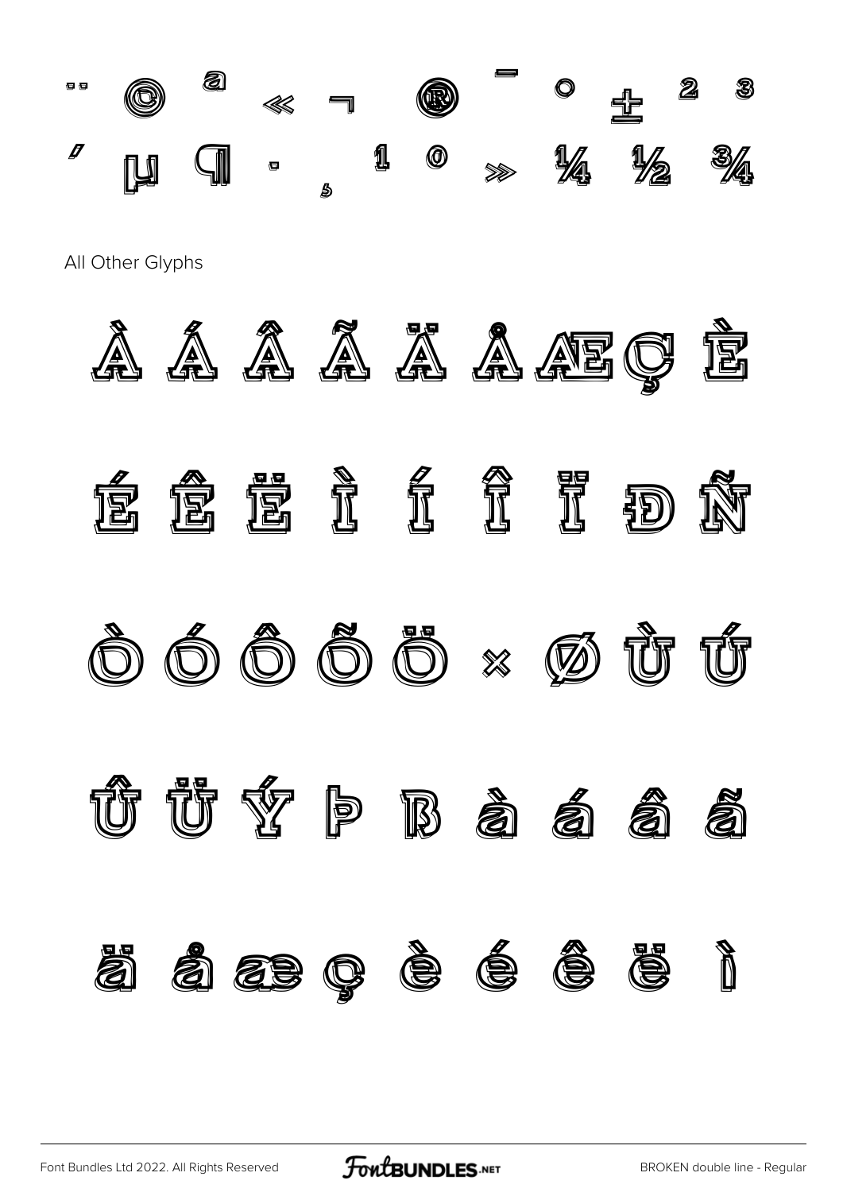¨ © ª « ¬ ® ¯ ° ± ² ³

´ µ ¶ · ¸ ¹ º » ¼ ½ ¾

All Other Glyphs

À Á Â Ã Ä Å Æ Ç È

É Ê Ë Ì Í Î Ï Ð Ñ

Ò Ó Ô Õ Ö × Ø Ù Ú

Û Ü Ý Þ ß à á â ã

ä å æ ç è é ê ë ì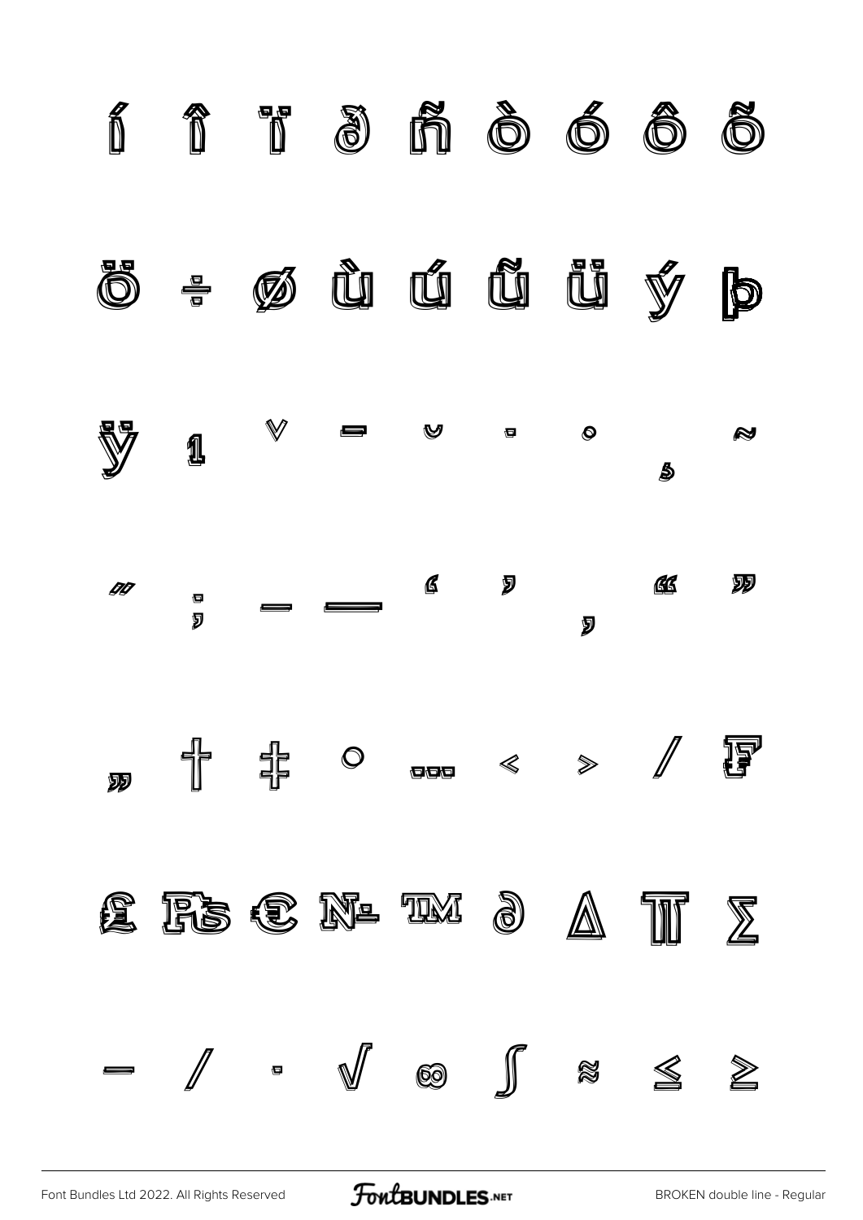í î ï ð ñ ò ó ô õ

ö ÷ ø ù ú û ü ý þ

ÿ ı ˇ ˉ ˘ ˙ ˚ ˛ ˜

˝ ; – — ‘ ’ ‚ “ ”

„ † ‡ • … ‹ › ⁄ ₣

₤ ₧ € № ™ ∂ ∆ ∏ ∑

− ∕ ∙ √ ∞ ∫ ≈ ≤ ≥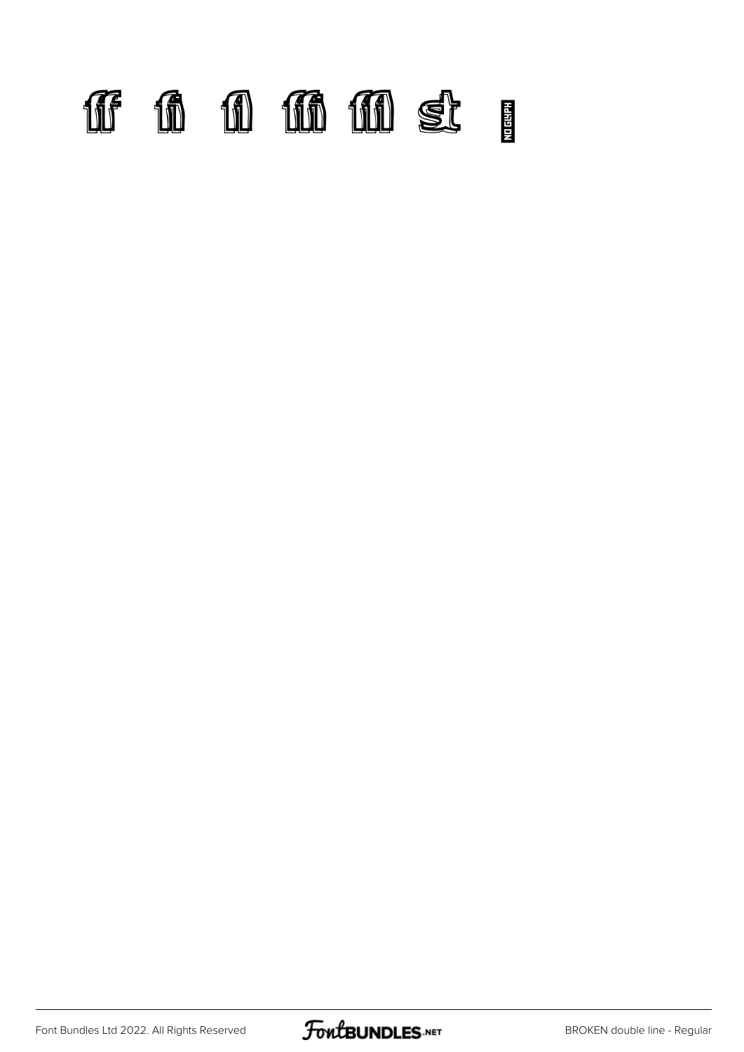ff fi fl ffi ffl st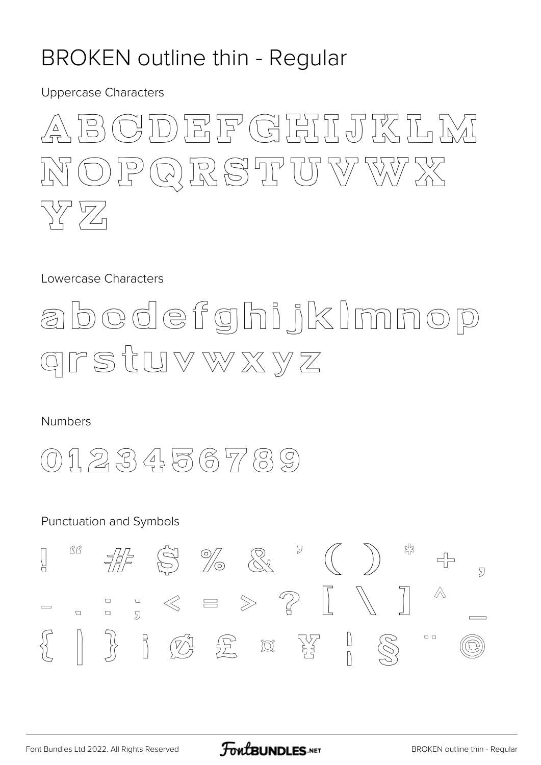# BROKEN outline thin - Regular

Uppercase Characters

ABCDEFGHIJKLM
NOPQRSTUVWX
YZ

Lowercase Characters

abcdefghijklmnop
qrstuvwxyz

Numbers

0123456789

Punctuation and Symbols

! " # $ % & ' ( ) * + ,
- . : ; < = > ? [ \ ] ^ _
{ | } ¡ ¢ £ ¤ ¥ ¦ § ¨ ©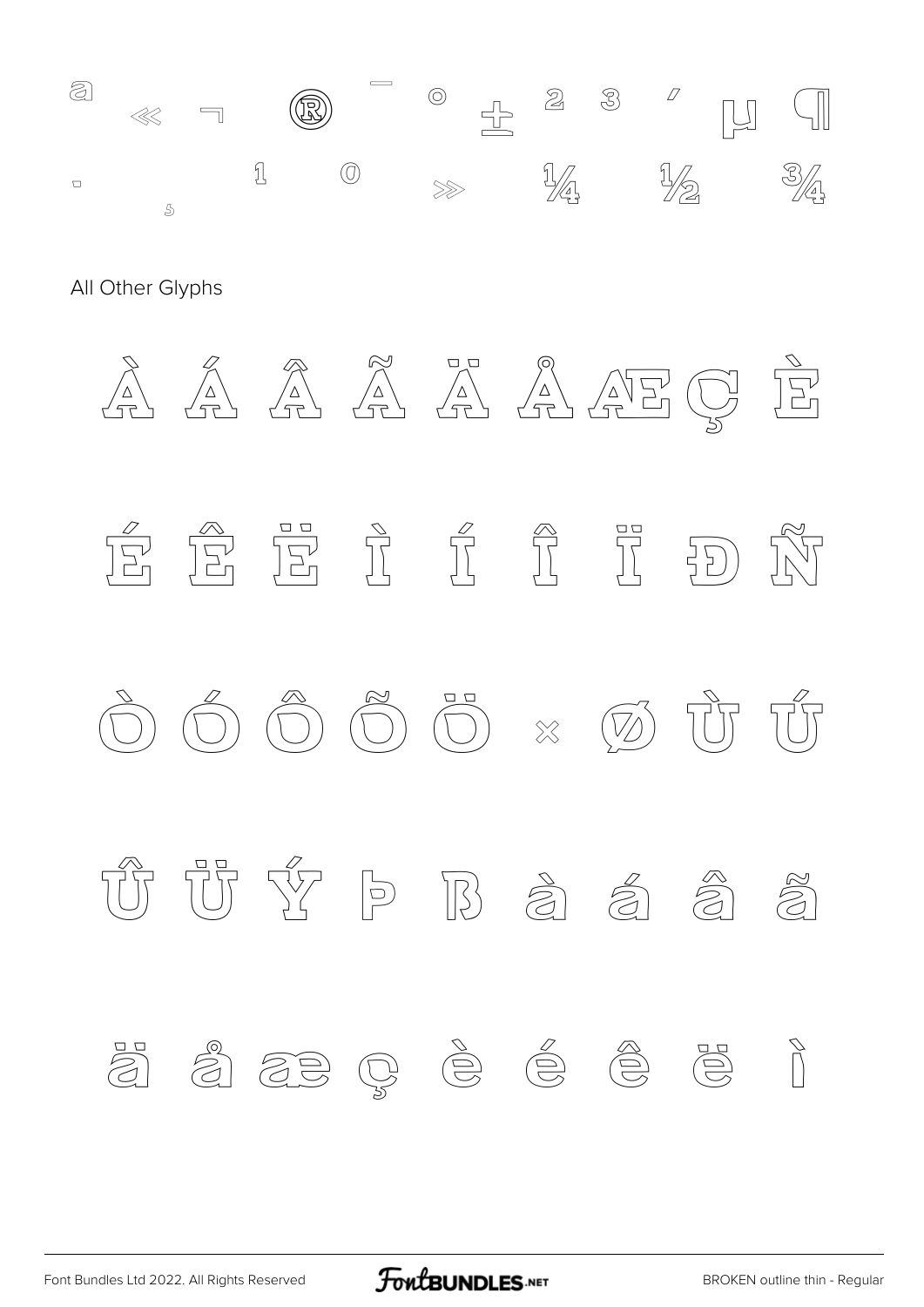ª « ¬ ® ¯ ° ± ² ³ ´ µ ¶

· ¸ ¹ º » ¼ ½ ¾

All Other Glyphs

À Á Â Ã Ä Å Æ Ç È

É Ê Ë Ì Í Î Ï Ð Ñ

Ò Ó Ô Õ Ö × Ø Ù Ú

Û Ü Ý Þ ß à á â ã

ä å æ ç è é ê ë ì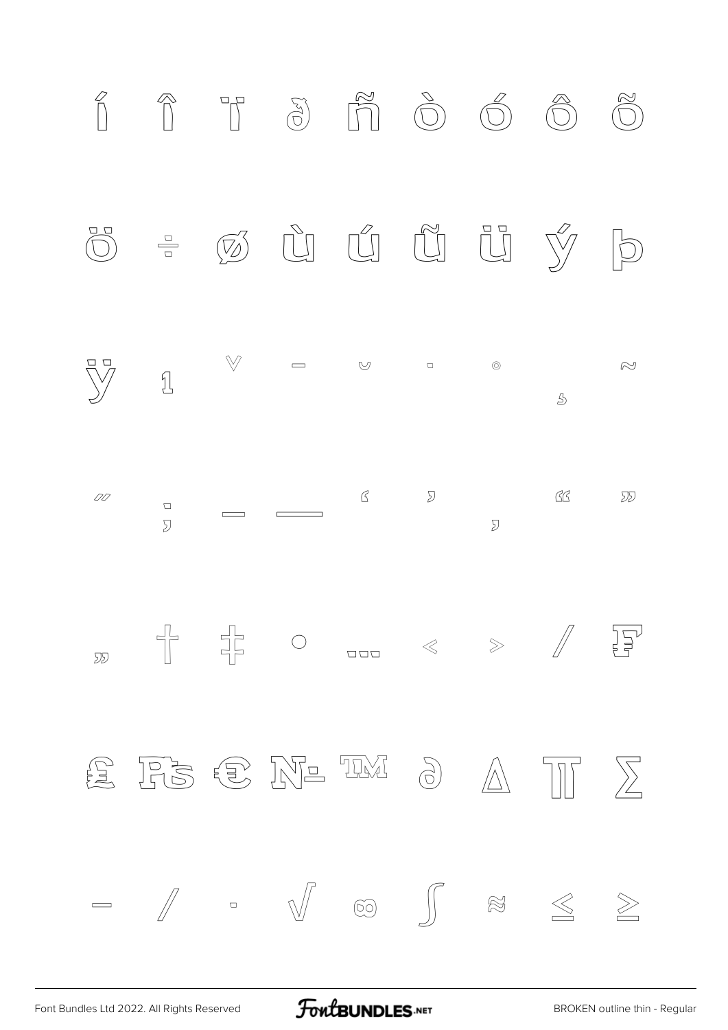í î ï ð ñ ò ó ô õ

ö ÷ ø ù ú û ü ý þ

ÿ ı ˇ ¯ ˘ ˙ ˚ ˛ ˜

˝ ; – — ‘ ’ ‚ “ ”

„ † ‡ • … ‹ › ⁄ ₣

₤ ₧ € № ™ ∂ ∆ ∏ ∑

− ∕ ∙ √ ∞ ∫ ≈ ≤ ≥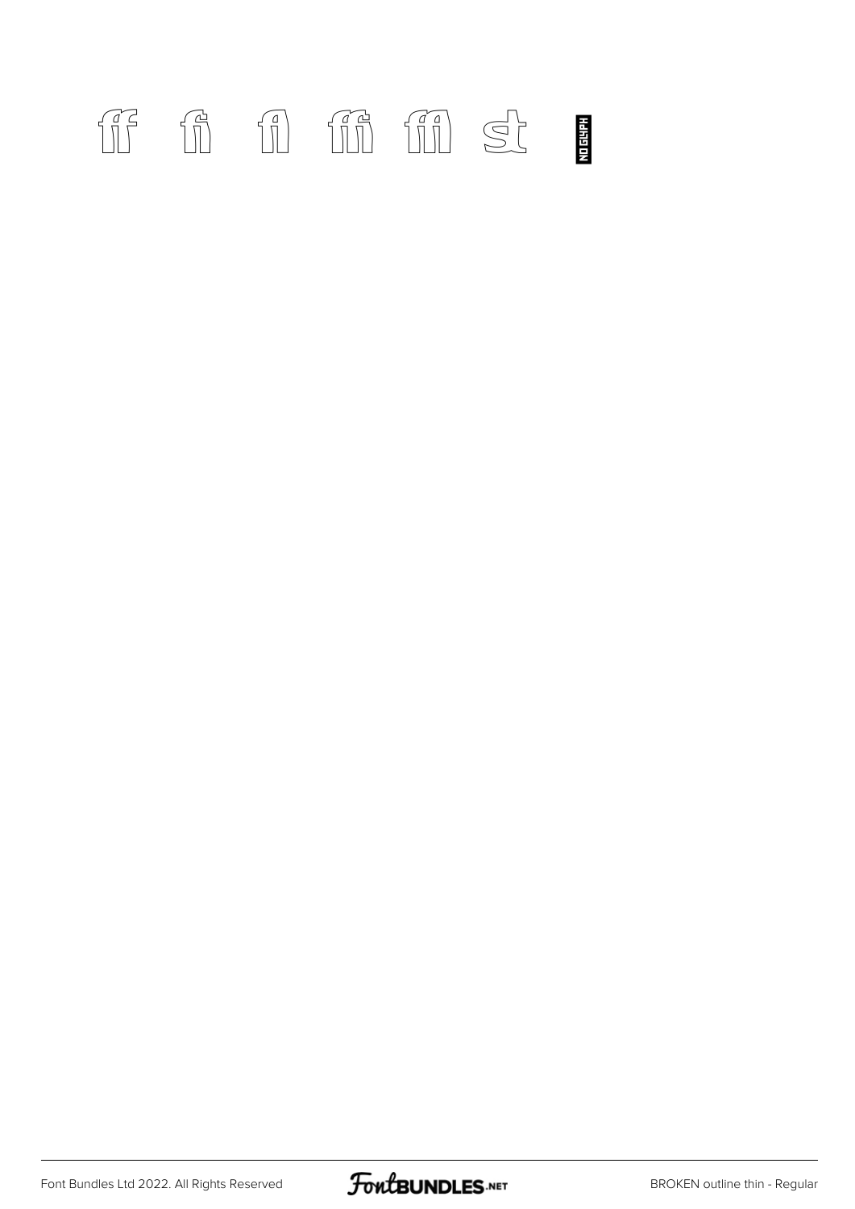ff fi fl ffi ffl st NO GLYPH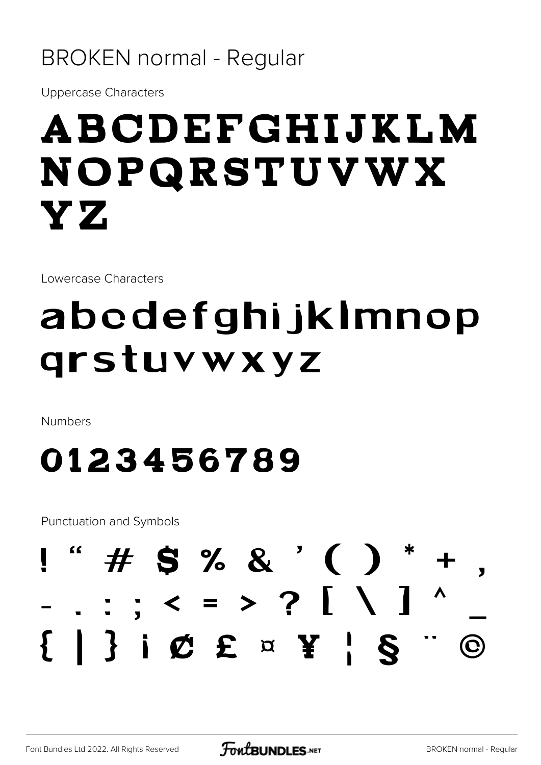# BROKEN normal - Regular

Uppercase Characters

ABCDEFGHIJKLM
NOPQRSTUVWX
YZ

Lowercase Characters

abcdefghijklmnop
qrstuvwxyz

Numbers

0123456789

Punctuation and Symbols

! " # $ % & ' ( ) * + ,
- . : ; < = > ? [ \ ] ^ _
{ | } ¡ ¢ £ ¤ ¥ ¦ § ¨ ©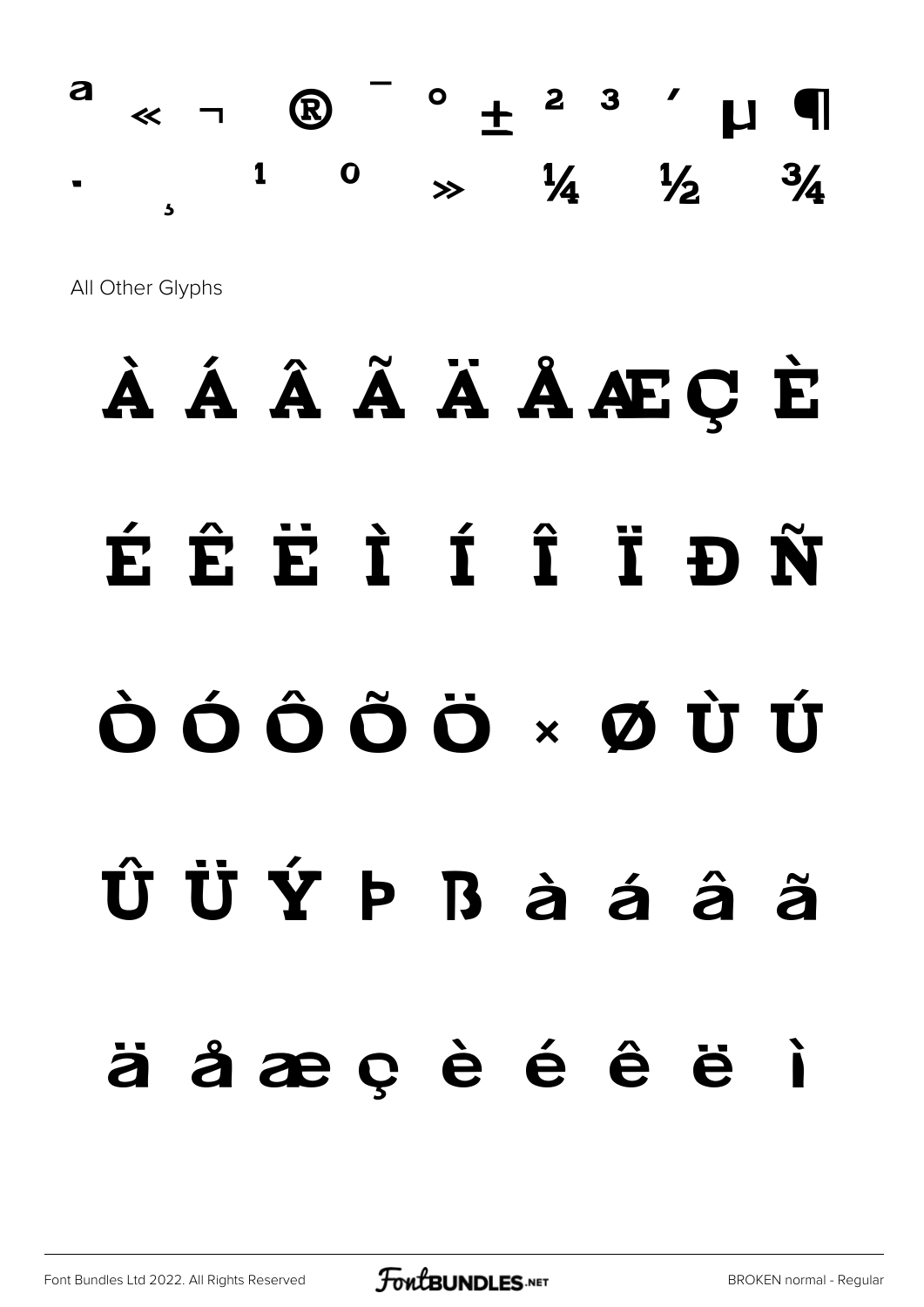ª « ¬ ® ¯ ° ± ² ³ ´ µ ¶

· ¸ ¹ º » ¼ ½ ¾

All Other Glyphs

À Á Â Ã Ä Å Æ Ç È

É Ê Ë Ì Í Î Ï Ð Ñ

Ò Ó Ô Õ Ö × Ø Ù Ú

Û Ü Ý Þ ß à á â ã

ä å æ ç è é ê ë ì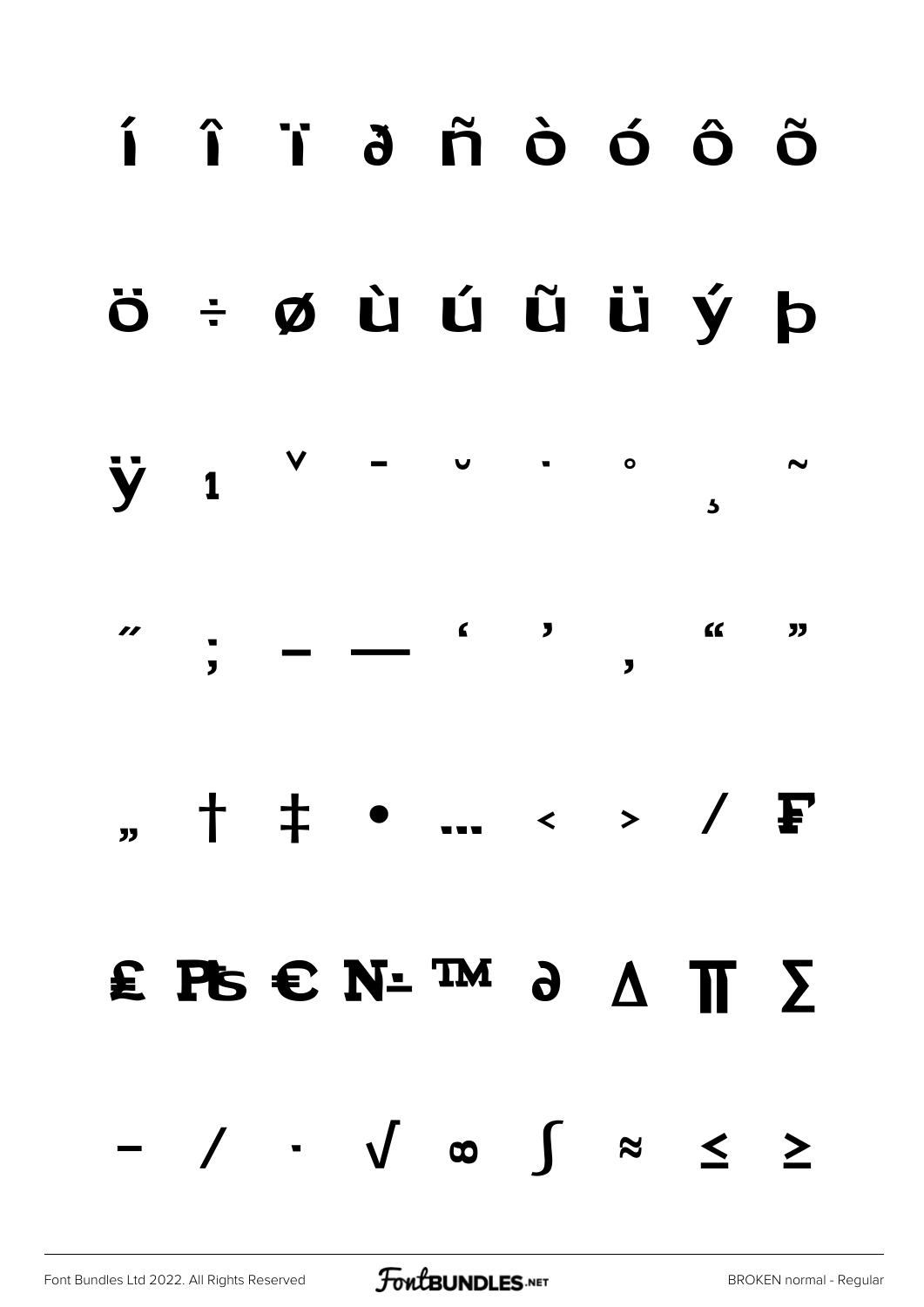í î ï ð ñ ò ó ô õ

ö ÷ ø ù ú û ü ý þ

ÿ ı ˇ ¯ ˘ ˙ ˚ ¸ ˜

˝ ; – — ‘ ’ ‚ “ ”

„ † ‡ • … ‹ › ⁄ ₣

₤ ₧ € № ™ ∂ ∆ ∏ ∑

− ∕ ∙ √ ∞ ∫ ≈ ≤ ≥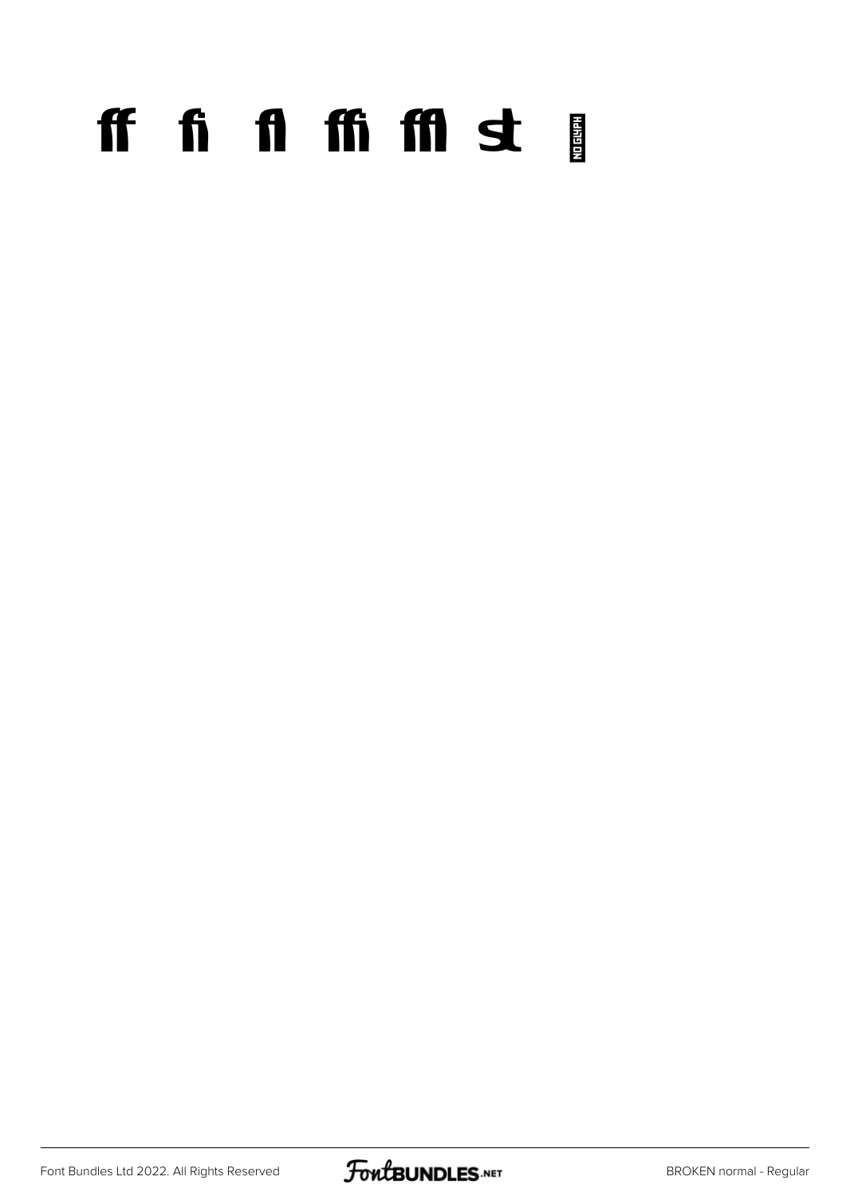ﬀ ﬁ ﬂ ﬃ ﬄ ﬆ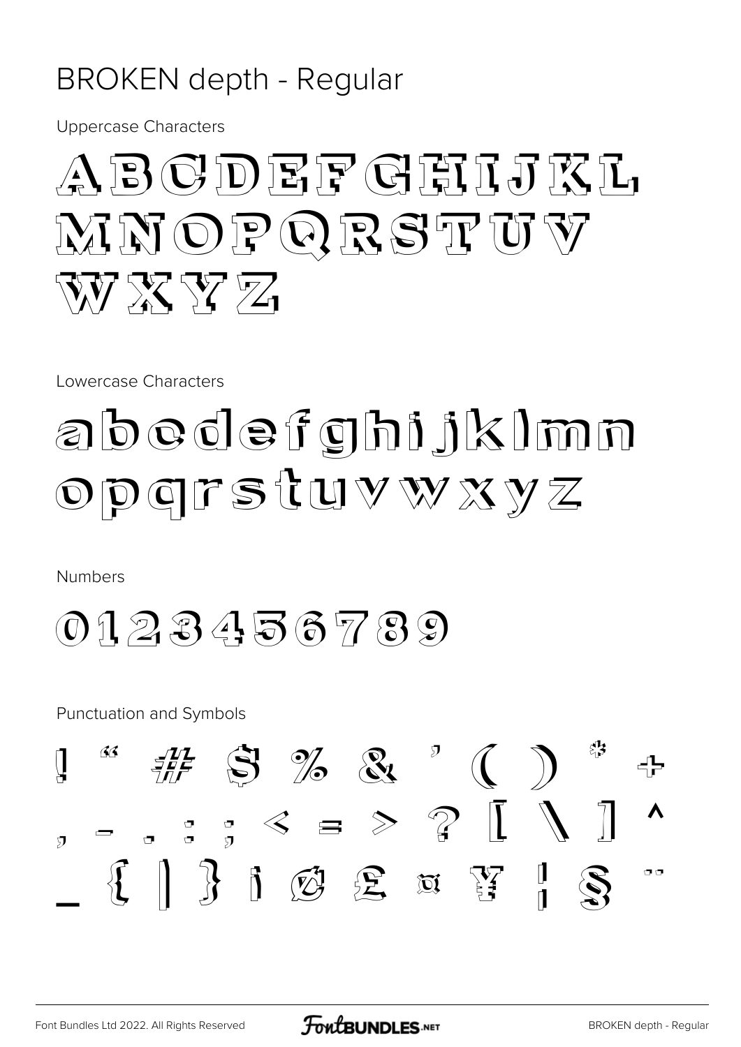# BROKEN depth - Regular

Uppercase Characters

ABCDEFGHIJKL
MNOPQRSTUV
WXYZ

Lowercase Characters

abcdefghijklmn
opqrstuvwxyz

Numbers

0123456789

Punctuation and Symbols

! " # $ % & ' ( ) * +
, - . : ; < = > ? [ \ ] ^
_ { | } ¡ ¢ £ ¤ ¥ ¦ § ¨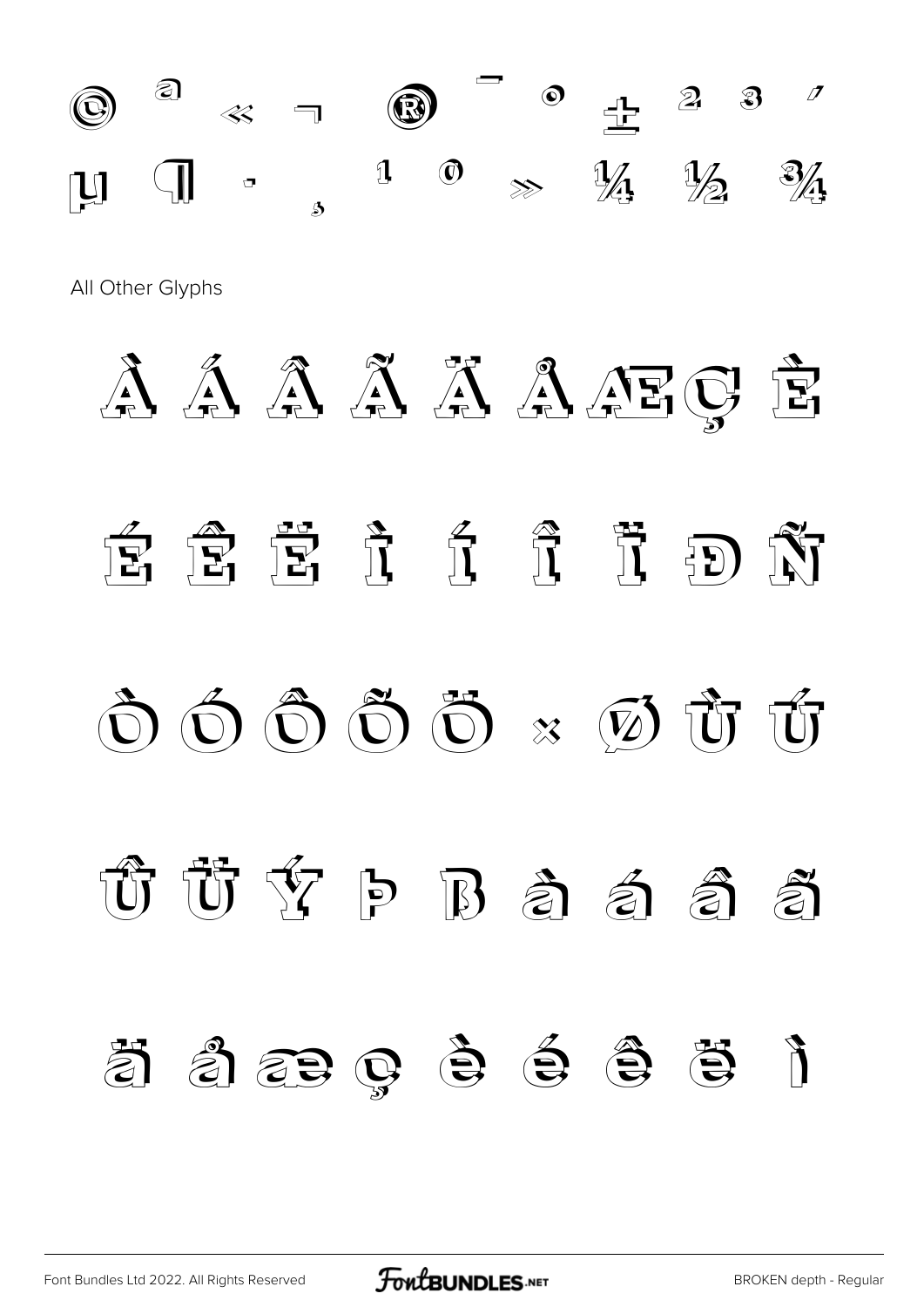© ª « ¬ ® ¯ ° ± ² ³ ´

µ ¶ · ¸ ¹ º » ¼ ½ ¾

All Other Glyphs

À Á Â Ã Ä Å Æ Ç È

É Ê Ë Ì Í Î Ï Ð Ñ

Ò Ó Ô Õ Ö × Ø Ù Ú

Û Ü Ý Þ ß à á â ã

ä å æ ç è é ê ë ì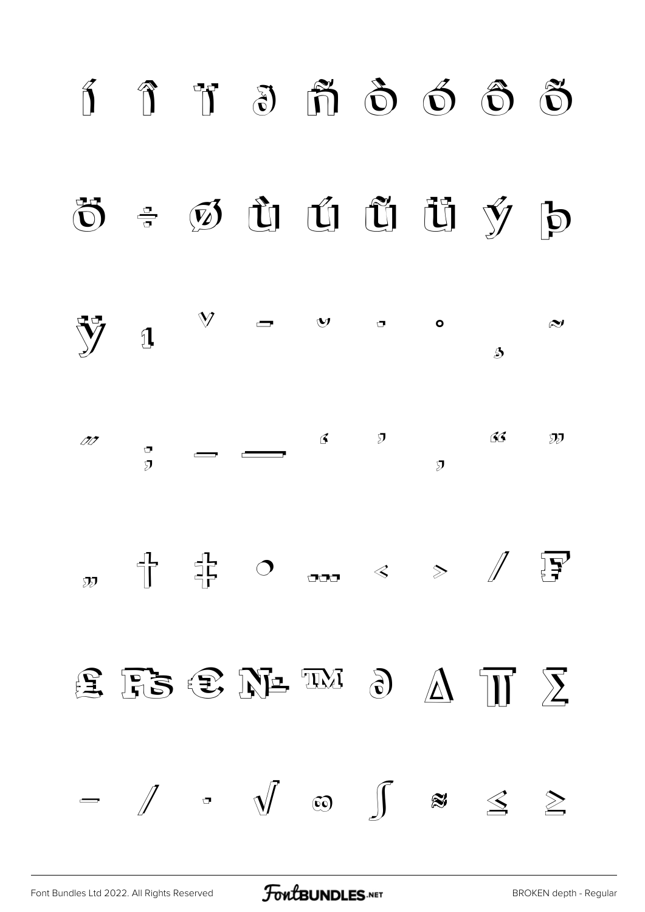í î ï ð ñ ò ó ô õ

ö ÷ ø ù ú û ü ý þ

ÿ ı ˇ ˉ ˘ ˙ ˚ ˛ ˜

˝ ; – — ' ' ‚ " "

„ † ‡ • … ‹ › ⁄ ₣

₤ ₧ € № ™ ∂ ∆ ∏ ∑

− ∕ ∙ √ ∞ ∫ ≈ ≤ ≥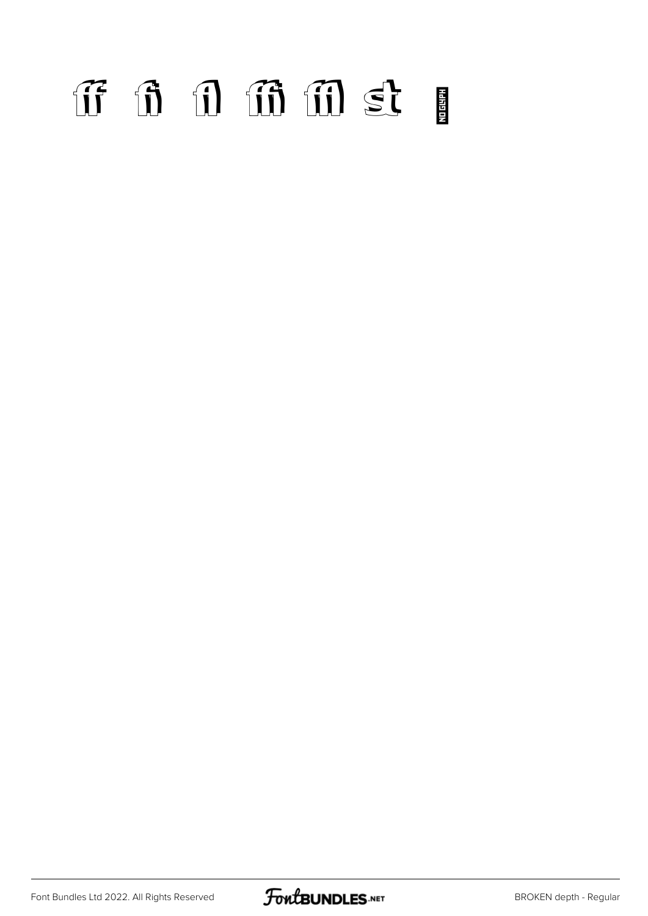ﬀ ﬁ ﬂ ﬃ ﬄ ﬆ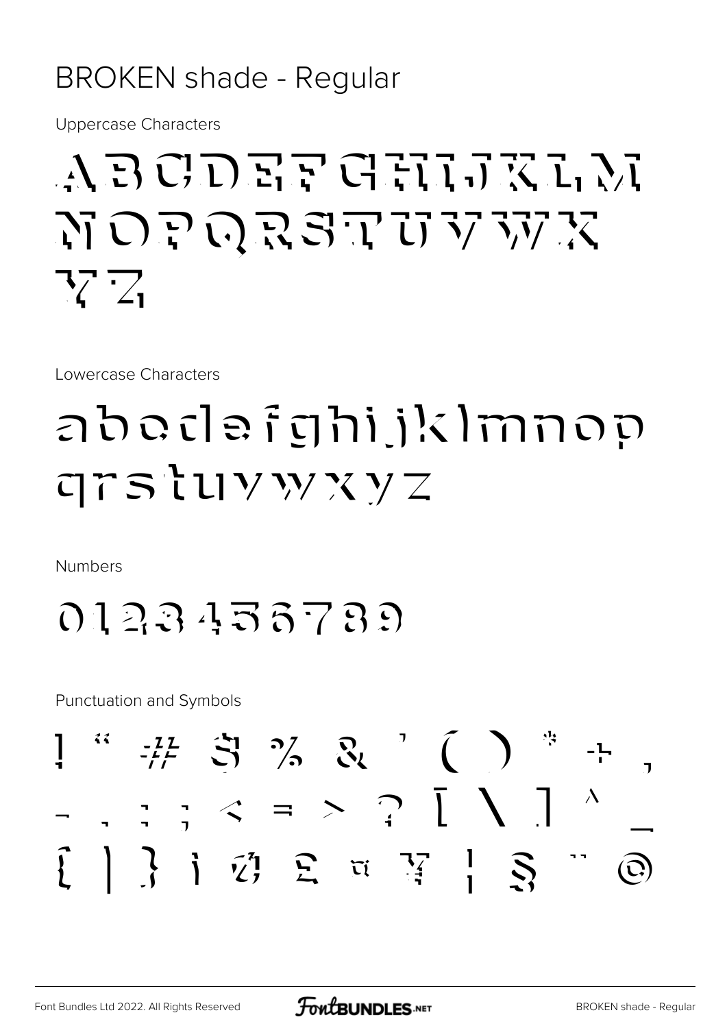# BROKEN shade - Regular

Uppercase Characters

ABCDEFGHIJKLM
NOPQRSTUVWX
YZ

Lowercase Characters

abcdefghijklmnop
qrstuvwxyz

Numbers

0123456789

Punctuation and Symbols

! " # $ % & ' ( ) * + ,
- . : ; < = > ? [ \ ] ^ _
{ | } ¡ ¢ £ ¤ ¥ ¦ § ¨ ©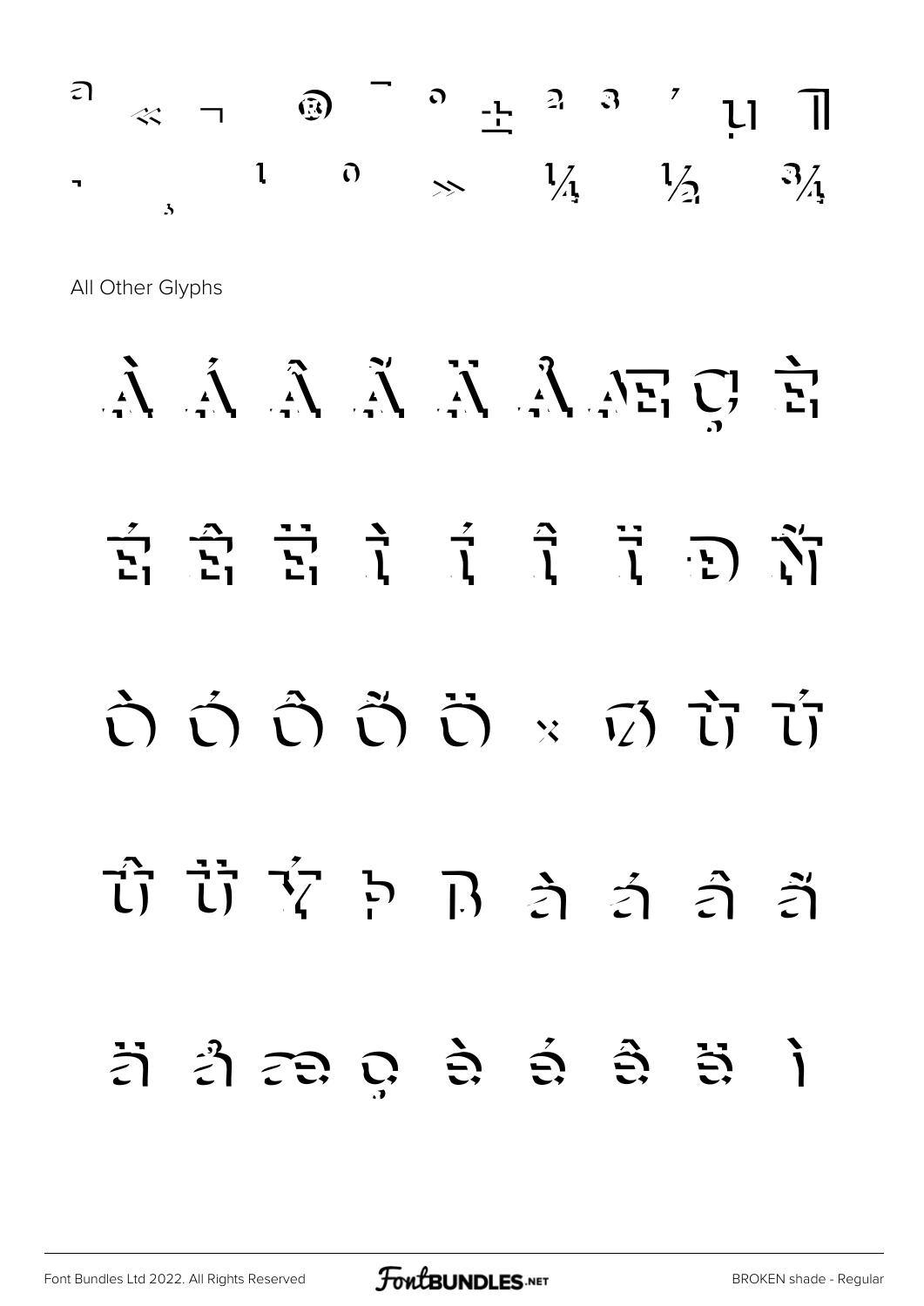ª « ¬ ® ¯ ° ± ² ³ ´ µ ¶
· ¸ ¹ º » ¼ ½ ¾

All Other Glyphs

À Á Â Ã Ä Å Æ Ç È

É Ê Ë Ì Í Î Ï Ð Ñ

Ò Ó Ô Õ Ö × Ø Ù Ú

Û Ü Ý Þ ß à á â ã

ä å æ ç è é ê ë ì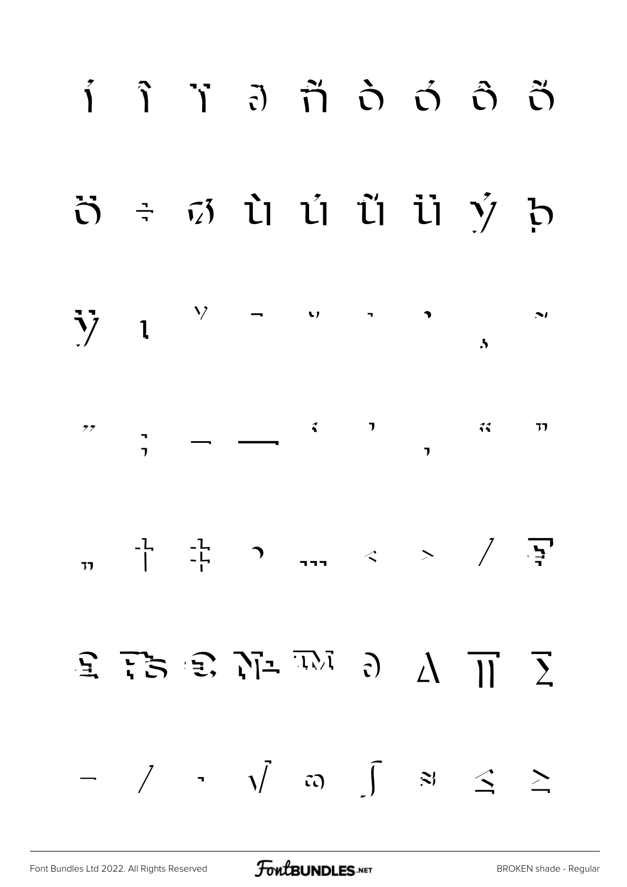í î ï ð ñ ò ó ô õ

ö ÷ ø ù ú û ü ý þ

ÿ ı ˇ ¯ ˘ ˙ ˚ ¸ ˜

˝ ; – — ‘ ’ ‚ “ ”

„ † ‡ • … ‹ › ⁄ ₣

₤ ₧ € № ™ ∂ ∆ ∏ ∑

− ∕ · √ ∞ ∫ ≈ ≤ ≥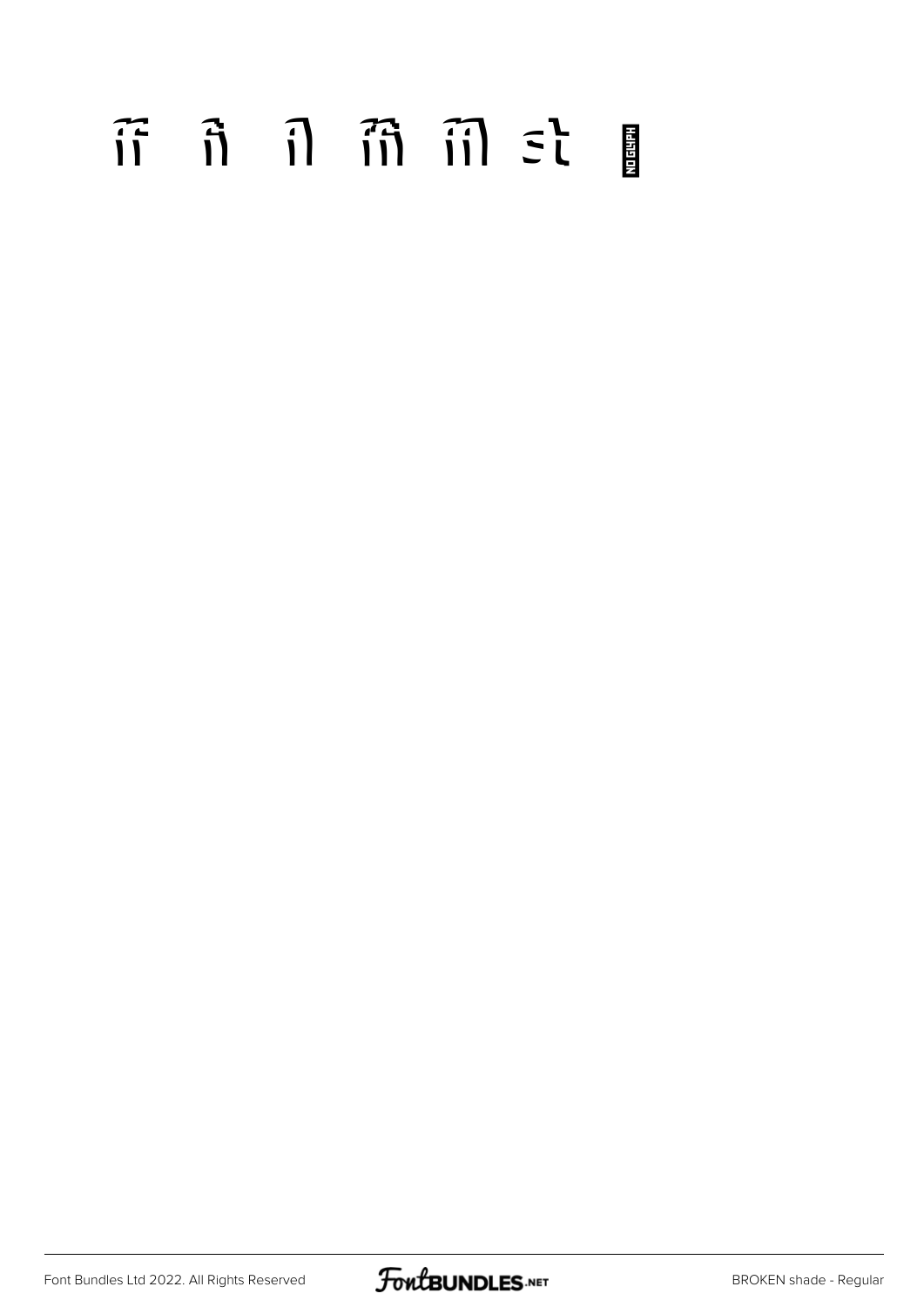ﬀ ﬁ ﬂ ﬃ ﬄ ﬆ NO GLYPH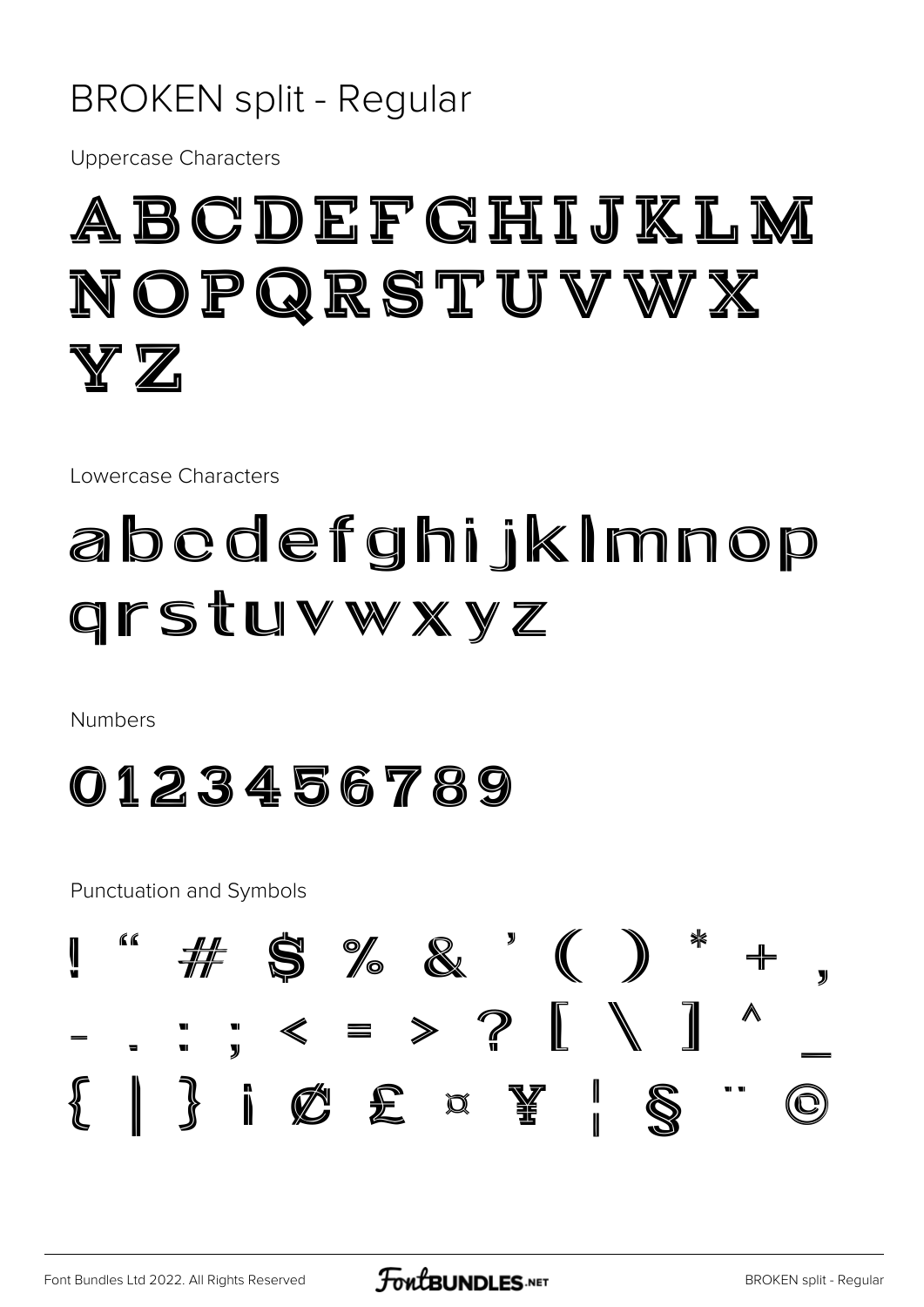# BROKEN split - Regular

Uppercase Characters

ABCDEFGHIJKLM
NOPQRSTUVWX
YZ

Lowercase Characters

abcdefghijklmnop
qrstuvwxyz

Numbers

0123456789

Punctuation and Symbols

! " # $ % & ' ( ) * + ,
- . : ; < = > ? [ \ ] ^ _
{ | } ¡ ¢ £ ¤ ¥ ¦ § ¨ ©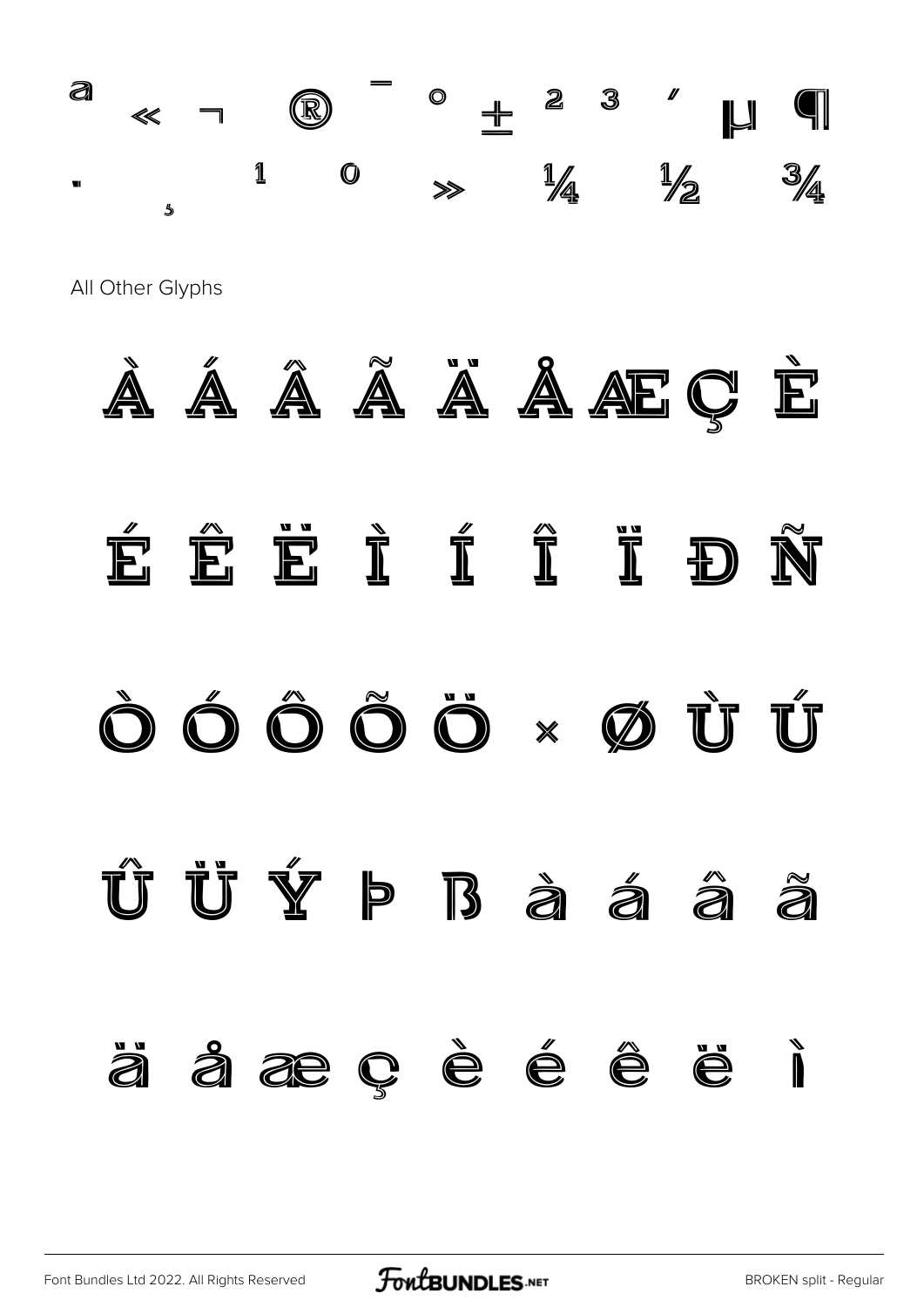ª « ¬ ® ¯ ° ± ² ³ ´ µ ¶

· ¸ ¹ º » ¼ ½ ¾

All Other Glyphs

À Á Â Ã Ä Å Æ Ç È

É Ê Ë Ì Í Î Ï Ð Ñ

Ò Ó Ô Õ Ö × Ø Ù Ú

Û Ü Ý Þ ß à á â ã

ä å æ ç è é ê ë ì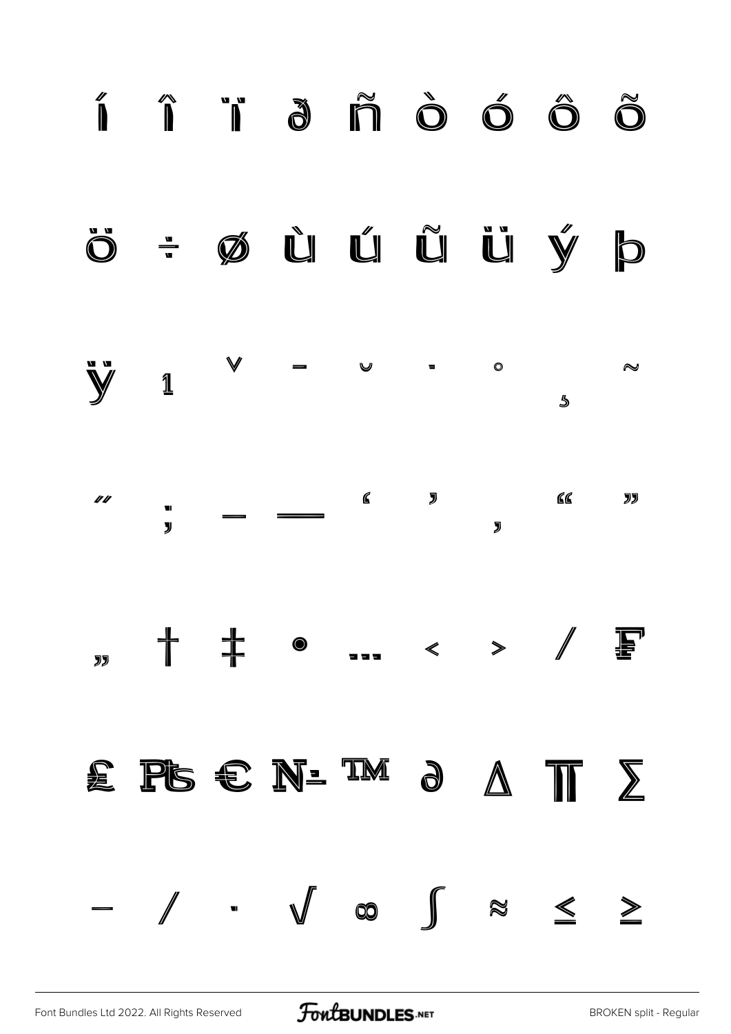í î ï ð ñ ò ó ô õ

ö ÷ ø ù ú ũ ü ý þ

ÿ ı ˇ ˉ ˘ ˙ ˚ ˛ ˜

˝ ; – — ‘ ’ ‚ “ ”

„ † ‡ • … ‹ › ⁄ ₣

₤ ₧ € № ™ ∂ ∆ ∏ ∑

− ∕ ∙ √ ∞ ∫ ≈ ≤ ≥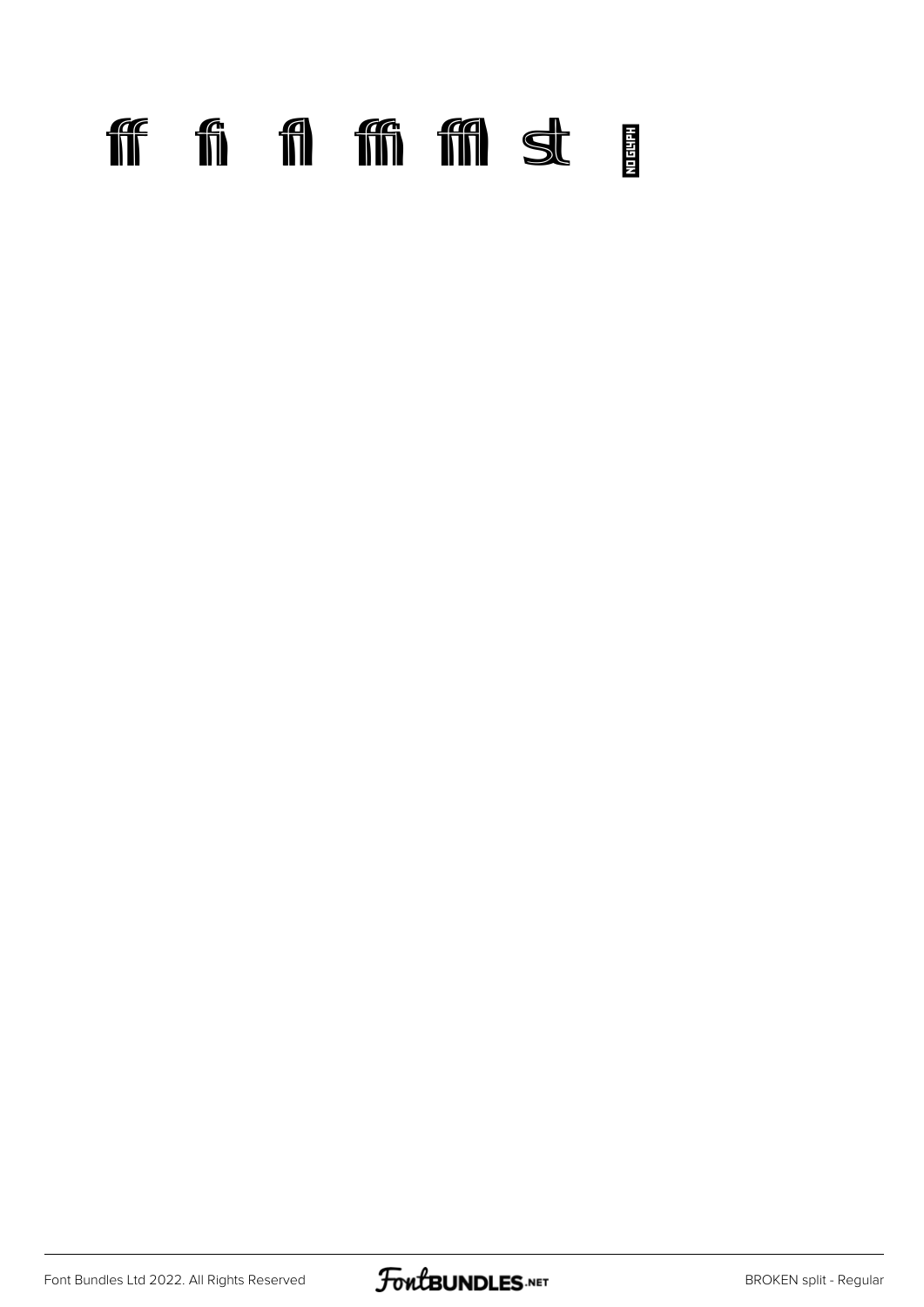ff fi fl ffi ffl st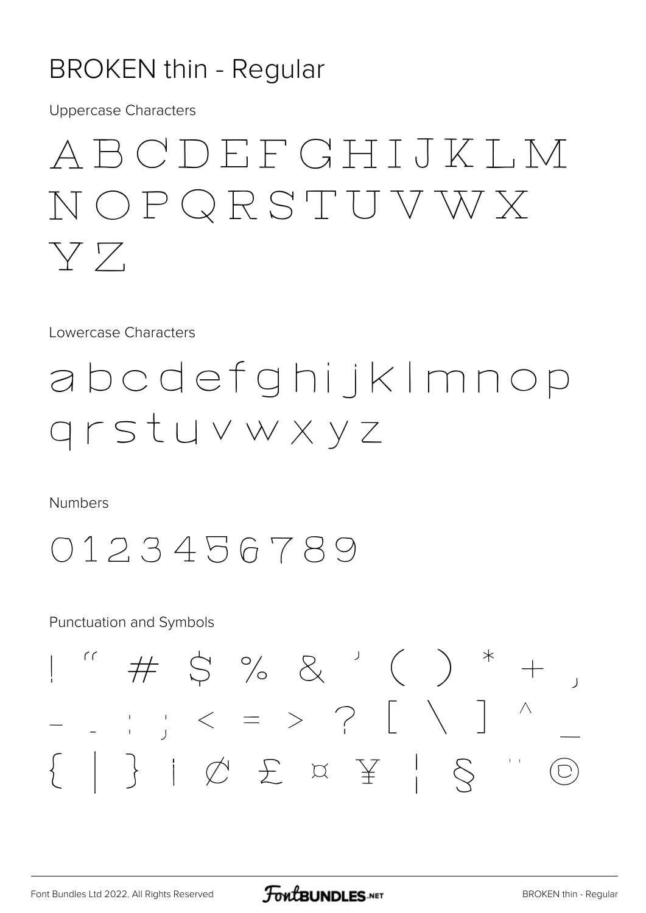# BROKEN thin - Regular

Uppercase Characters

ABCDEFGHIJKLM
NOPQRSTUVWX
YZ

Lowercase Characters

abcdefghijklmnop
qrstuvwxyz

Numbers

0123456789

Punctuation and Symbols

! " # $ % & ' ( ) * + ,
- . : ; < = > ? [ \ ] ^ _
{ | } ¡ ¢ £ ¤ ¥ ¦ § ¨ ©

Font Bundles Ltd 2022. All Rights Reserved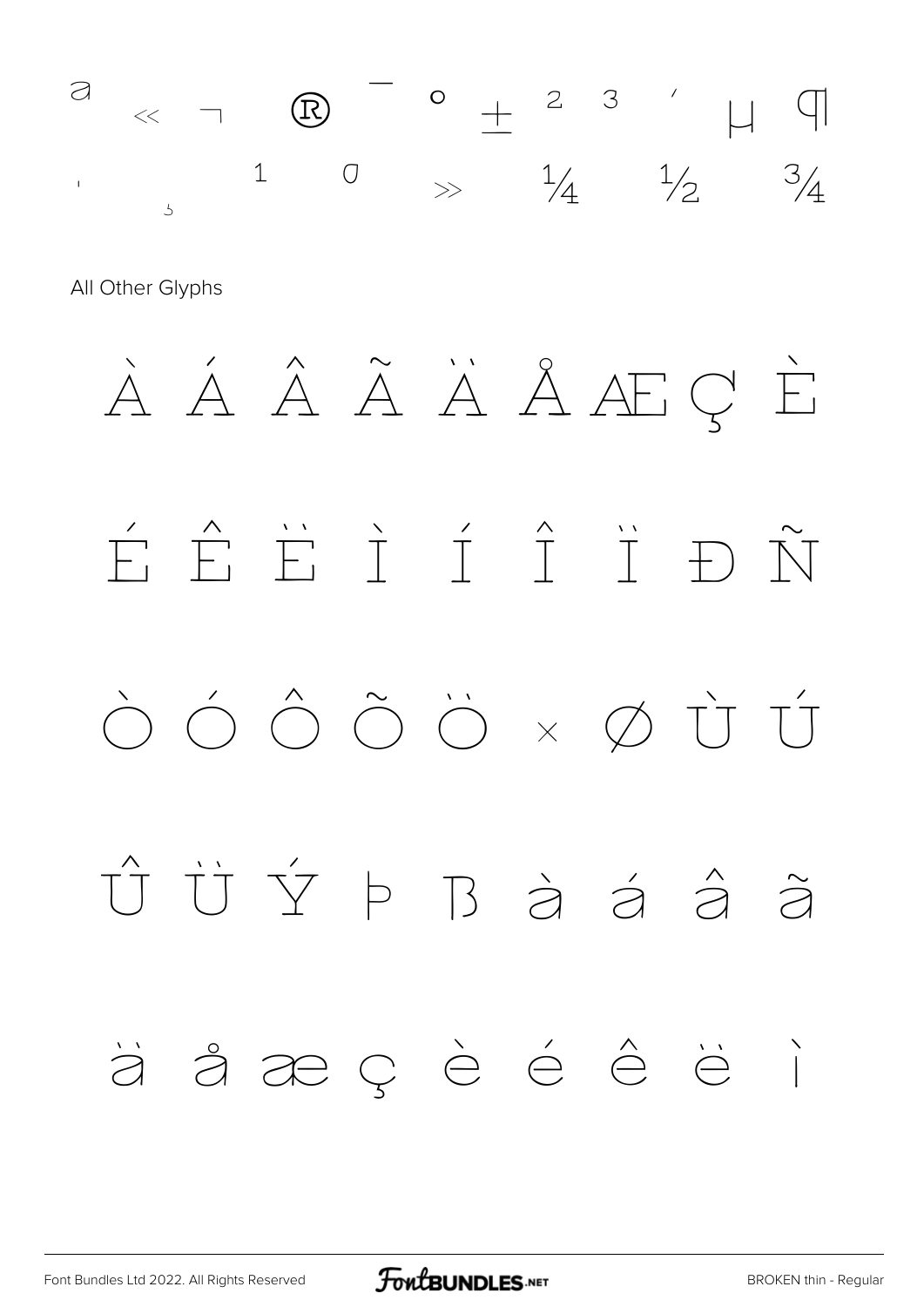ª « ¬ ® ¯ ° ± ² ³ ´ µ ¶

· ¸ ¹ º » ¼ ½ ¾

All Other Glyphs

À Á Â Ã Ä Å Æ Ç È

É Ê Ë Ì Í Î Ï Ð Ñ

Ò Ó Ô Õ Ö × Ø Ù Ú

Û Ü Ý Þ ß à á â ã

ä å æ ç è é ê ë ì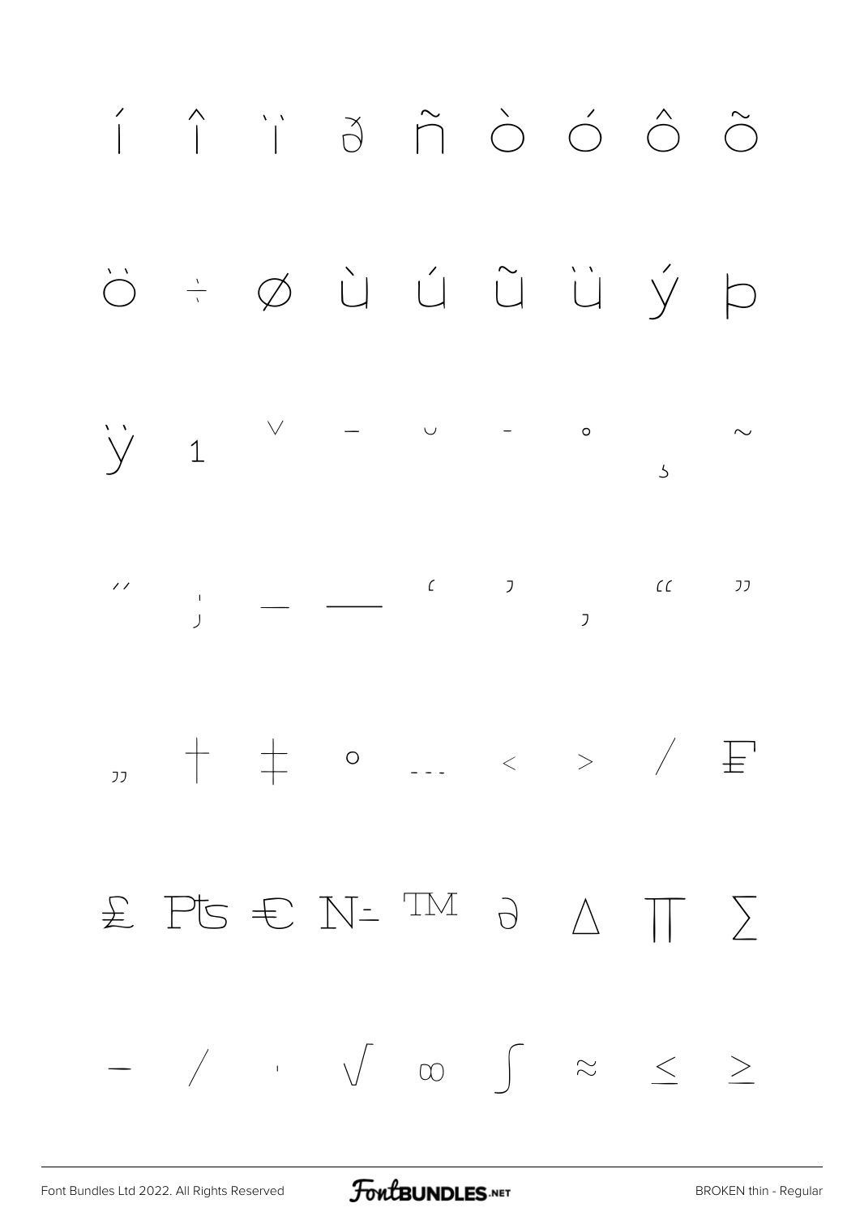í î ï ð ñ ò ó ô õ

ö ÷ ø ù ú û ü ý þ

ÿ ı ˇ ˉ ˘ ˙ ˚ ¸ ˜

˝ ; – — ‘ ’ ‚ “ ”

„ † ‡ • … ‹ › ⁄ ₣

₤ ₧ ₠ № ™ ∂ ∆ ∏ ∑

− ∕ · √ ∞ ∫ ≈ ≤ ≥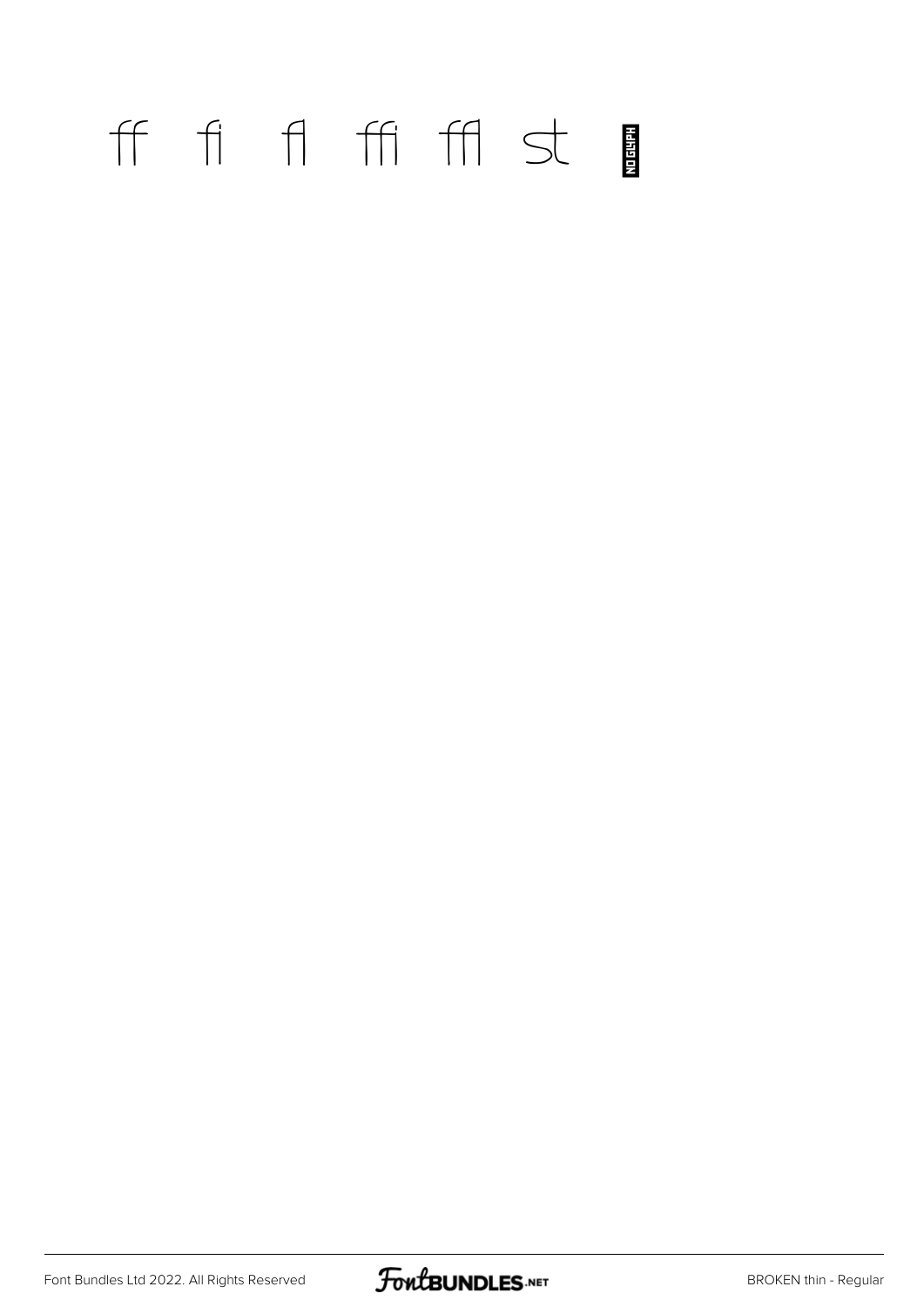ff fi fl ffi ffl st NO GLYPH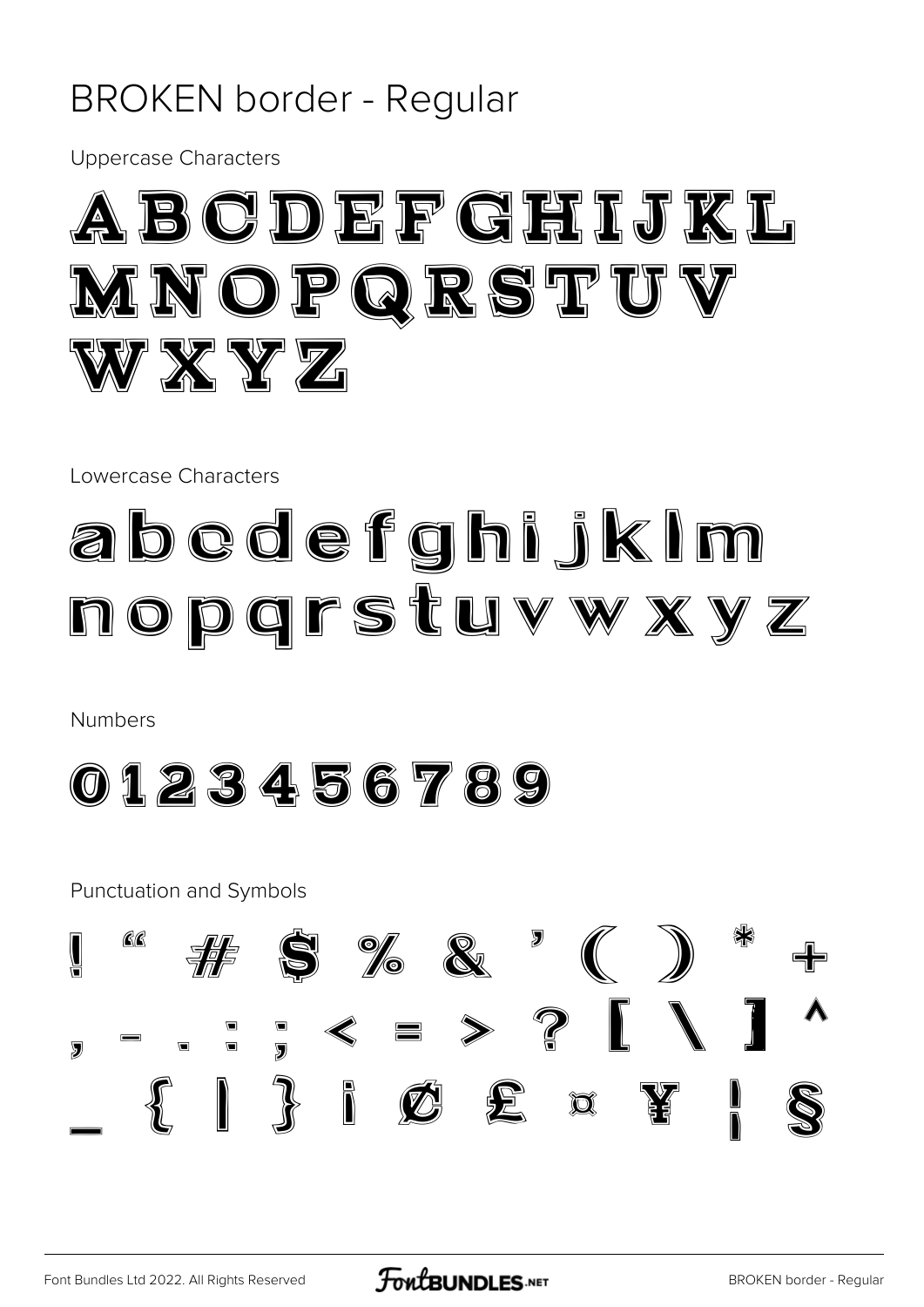# BROKEN border - Regular

Uppercase Characters

ABCDEFGHIJKL
MNOPQRSTUV
WXYZ

Lowercase Characters

abcdefghijklm
nopqrstuvwxyz

Numbers

0123456789

Punctuation and Symbols

! " # $ % & ' ( ) * +
, - . : ; < = > ? [ \ ] ^
_ { | } ¡ ¢ £ ¤ ¥ ¦ §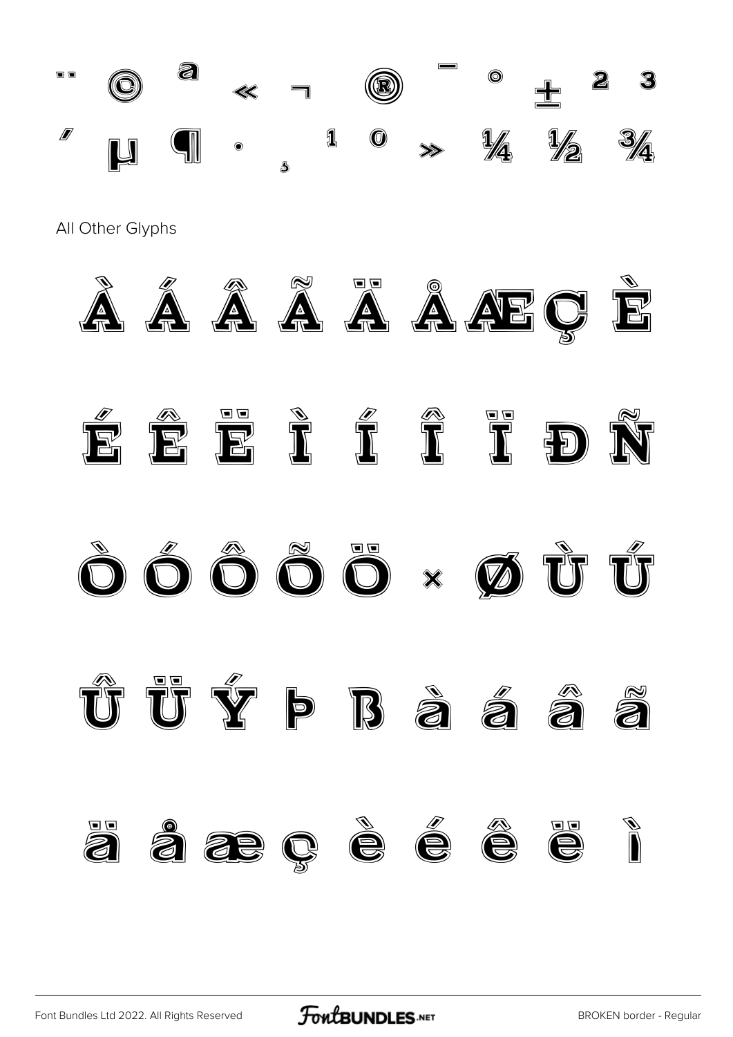¨ © ª « ¬ ® ¯ ° ± ² ³

´ µ ¶ · ¸ ¹ º » ¼ ½ ¾

All Other Glyphs

À Á Â Ã Ä Å Æ Ç È

É Ê Ë Ì Í Î Ï Ð Ñ

Ò Ó Ô Õ Ö × Ø Ù Ú

Û Ü Ý Þ ß à á â ã

ä å æ ç è é ê ë ì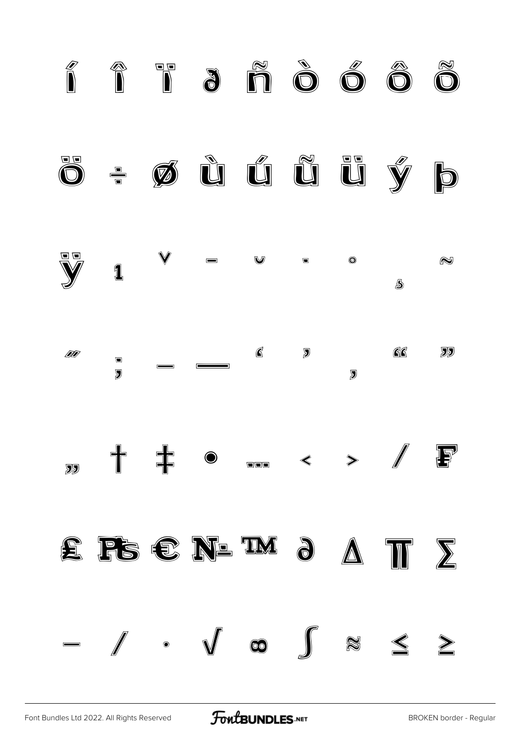í î ï ð ñ ò ó ô õ

ö ÷ ø ù ú û ü ý þ

ÿ ı ˇ ¯ ˘ ˙ ˚ ˛ ˜

˝ ; – — ' ' ‚ " "

„ † ‡ • … ‹ › ⁄ ₣

₤ ₧ € № ™ ∂ ∆ ∏ ∑

− ∕ ∙ √ ∞ ∫ ≈ ≤ ≥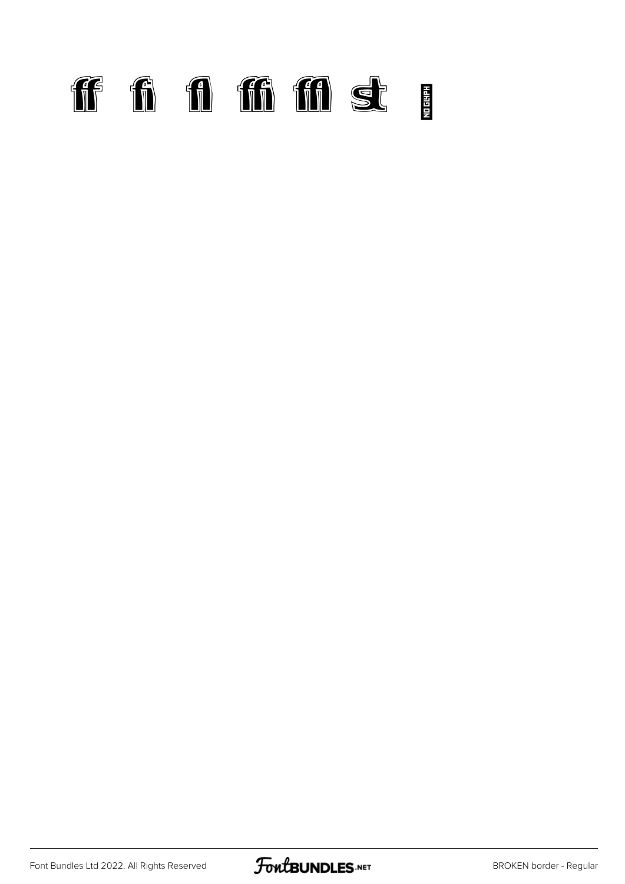ﬀ ﬁ ﬂ ﬃ ﬄ ﬆ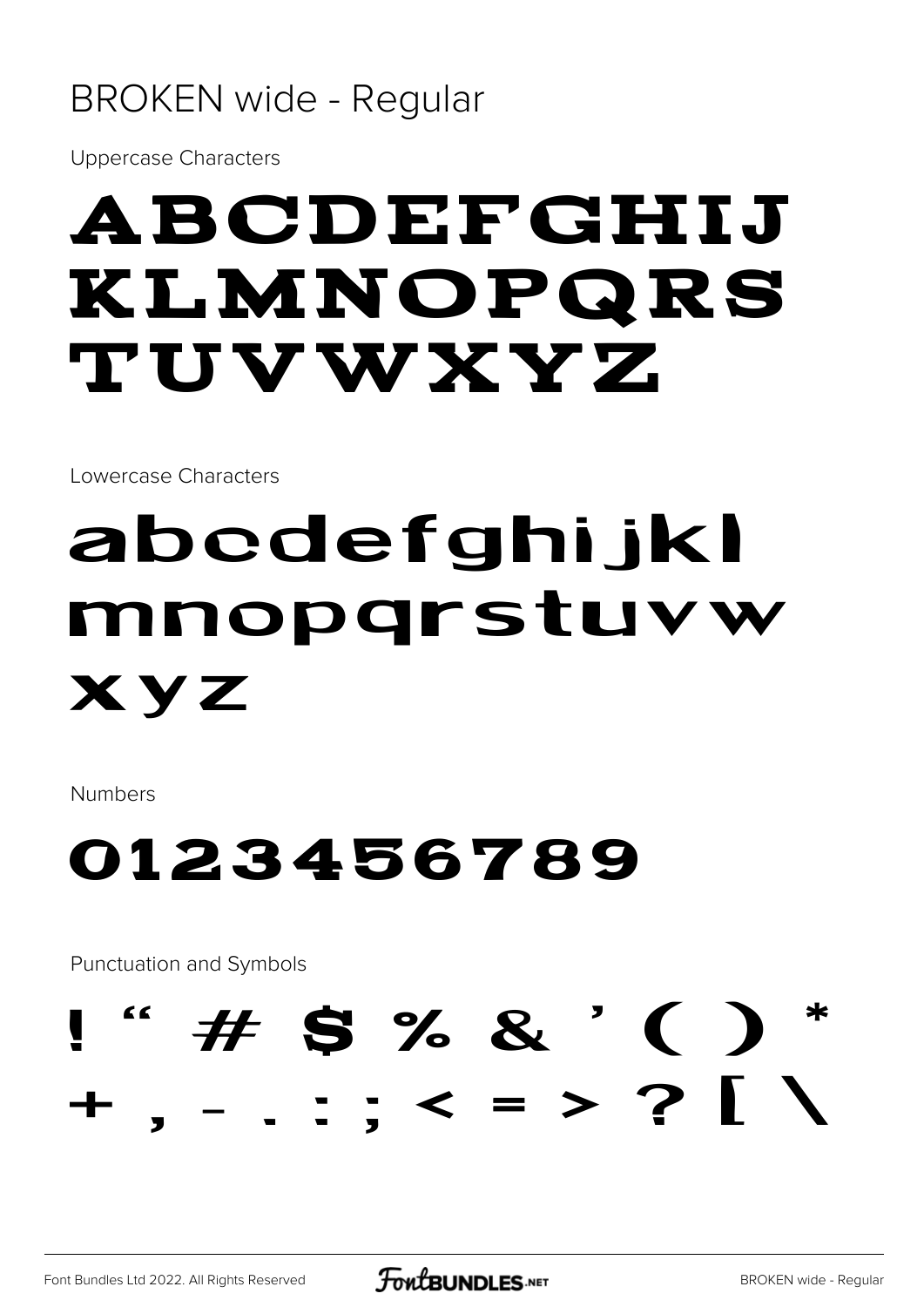# BROKEN wide - Regular

Uppercase Characters

ABCDEFGHIJ
KLMNOPQRS
TUVWXYZ

Lowercase Characters

abcdefghijkl
mnopqrstuvw
xyz

Numbers

0123456789

Punctuation and Symbols

! “ # $ % & ’ ( ) *
+ , - . : ; < = > ? [ \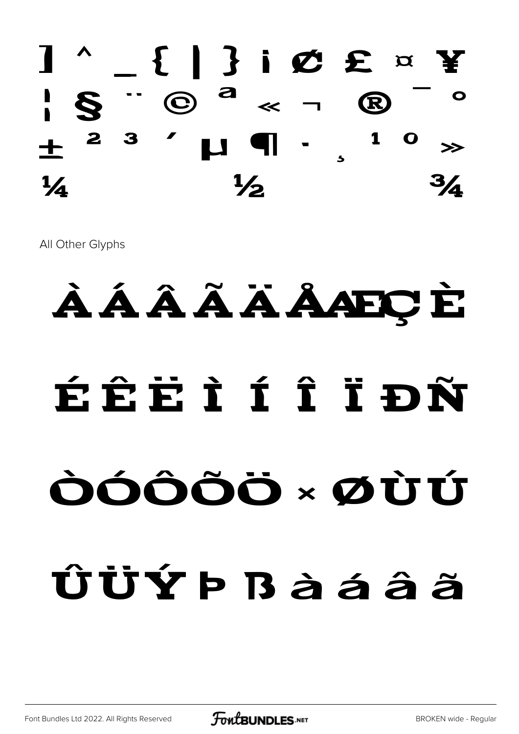] ^ _ { | } ¡ ¢ £ ¤ ¥

¦ § ¨ © ª « ¬ ® ¯ °

± ² ³ ´ µ ¶ · ¸ ¹ º »

¼ ½ ¾

All Other Glyphs

À Á Â Ã Ä Å Æ Ç È

É Ê Ë Ì Í Î Ï Ð Ñ

Ò Ó Ô Õ Ö × Ø Ù Ú

Û Ü Ý Þ ß à á â ã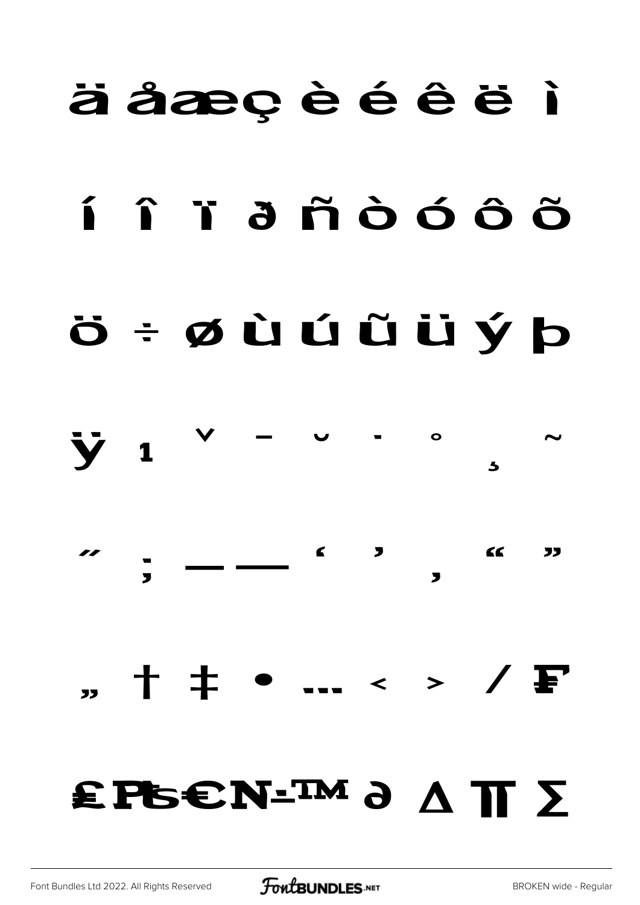ä å æ ç è é ê ë ì

í î ï ð ñ ò ó ô õ

ö ÷ ø ù ú û ü ý þ

ÿ ı ˇ ¯ ˘ ˙ ˚ ¸ ˜

˝ ; – — ‘ ’ ‚ “ ”

„ † ‡ • … ‹ › ⁄ ₣

₤ ₧ ₨ € ₦ ‐ ™ ∂ ∆ ∏ ∑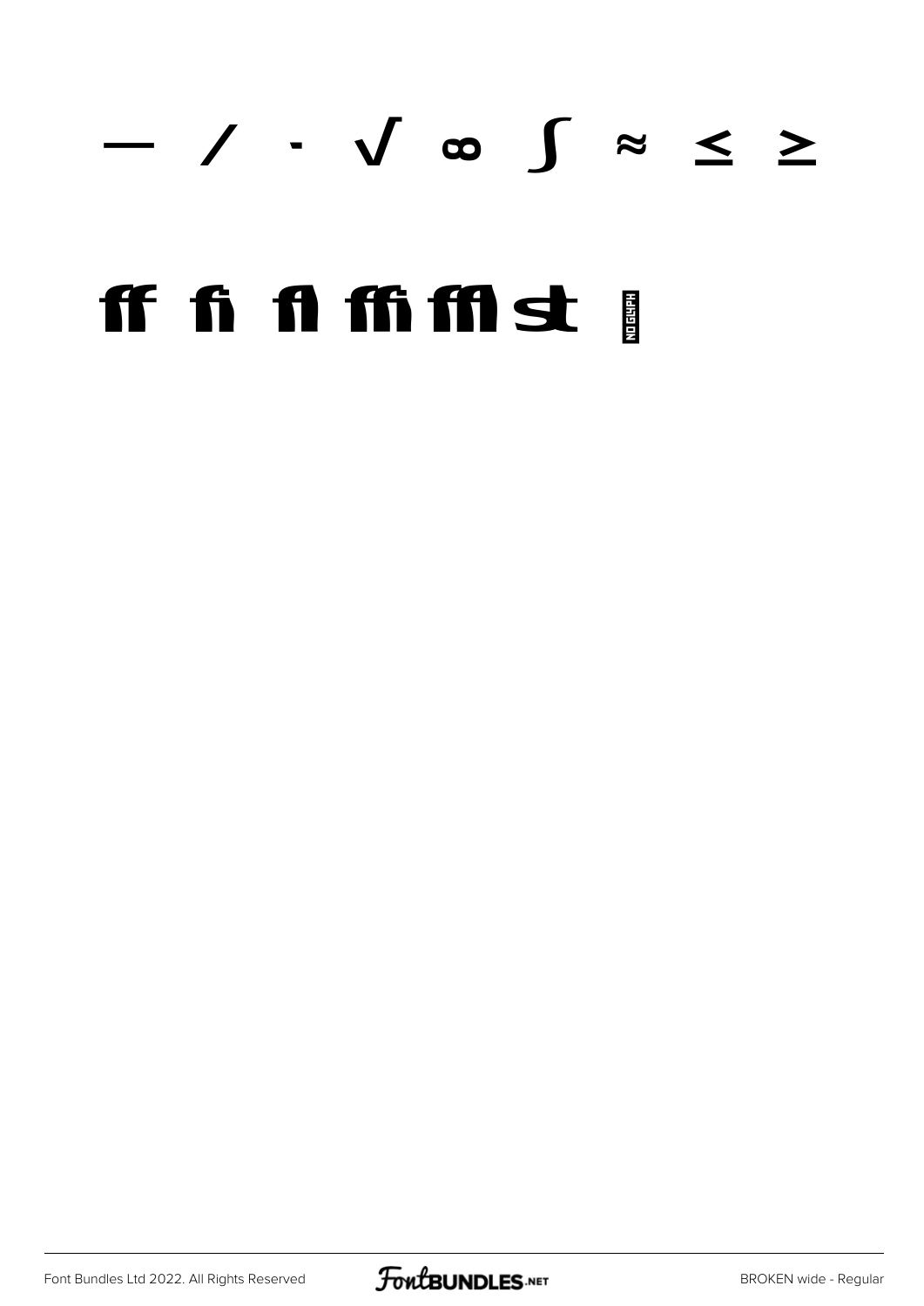— ⁄ · √ ∞ ∫ ≈ ≤ ≥

ﬀ ﬁ ﬂ ﬃ ﬄ ﬆ